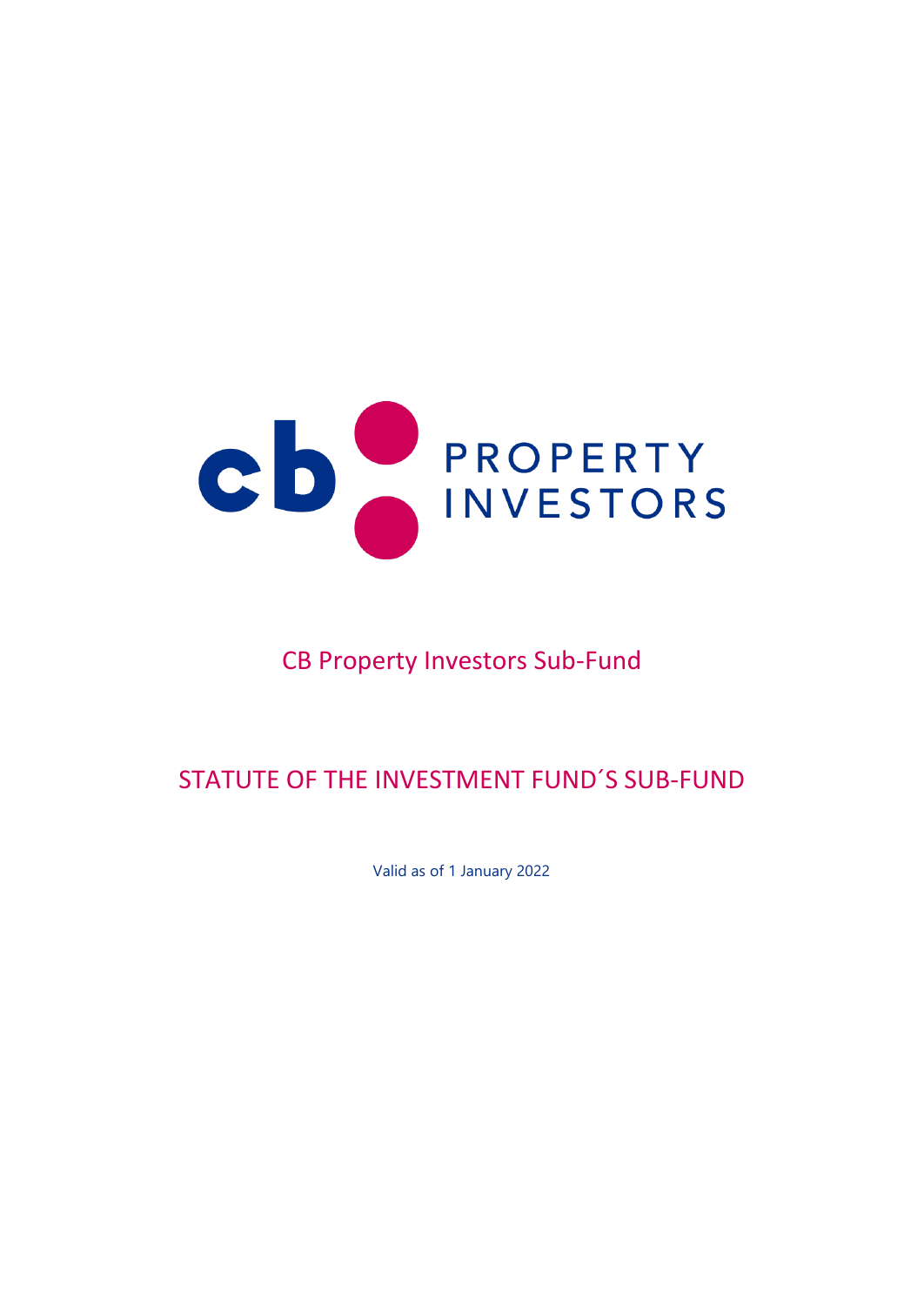cb PROPERTY INVESTORS

# CB Property Investors Sub-Fund

## STATUTE OF THE INVESTMENT FUND´S SUB-FUND

Valid as of 1 January 2022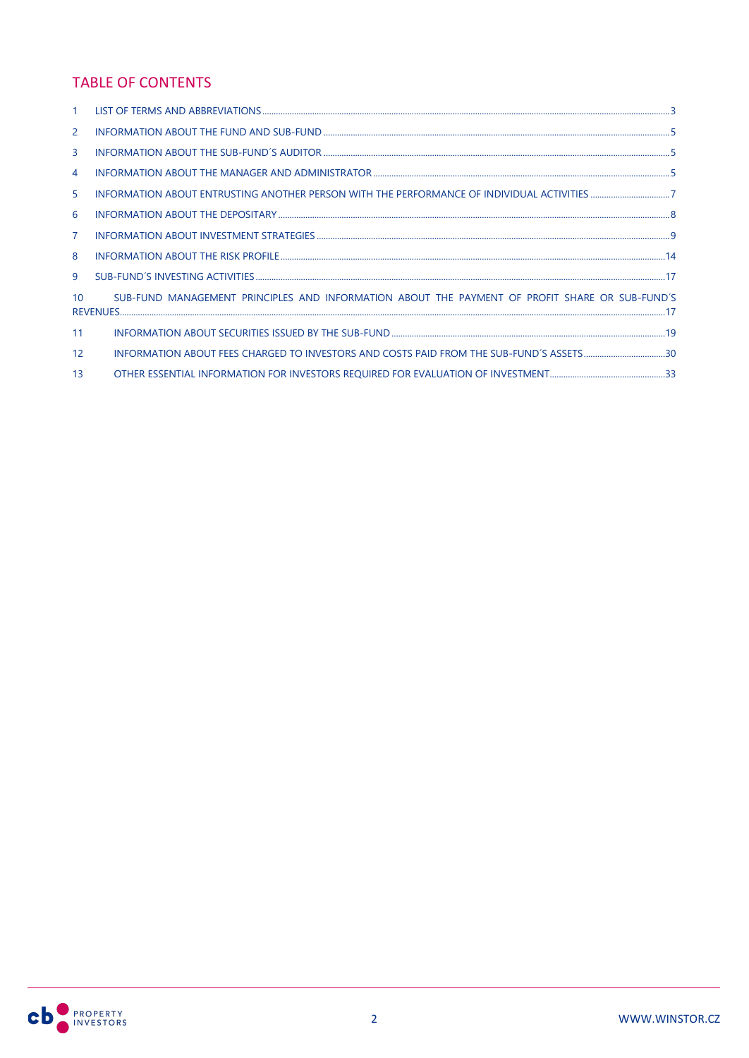## TABLE OF CONTENTS

1 LIST OF TERMS AND ABBREVIATIONS ........ 3
2 INFORMATION ABOUT THE FUND AND SUB-FUND ........ 5
3 INFORMATION ABOUT THE SUB-FUND´S AUDITOR ........ 5
4 INFORMATION ABOUT THE MANAGER AND ADMINISTRATOR ........ 5
5 INFORMATION ABOUT ENTRUSTING ANOTHER PERSON WITH THE PERFORMANCE OF INDIVIDUAL ACTIVITIES ........ 7
6 INFORMATION ABOUT THE DEPOSITARY ........ 8
7 INFORMATION ABOUT INVESTMENT STRATEGIES ........ 9
8 INFORMATION ABOUT THE RISK PROFILE ........ 14
9 SUB-FUND´S INVESTING ACTIVITIES ........ 17
10 SUB-FUND MANAGEMENT PRINCIPLES AND INFORMATION ABOUT THE PAYMENT OF PROFIT SHARE OR SUB-FUND´S REVENUES ........ 17
11 INFORMATION ABOUT SECURITIES ISSUED BY THE SUB-FUND ........ 19
12 INFORMATION ABOUT FEES CHARGED TO INVESTORS AND COSTS PAID FROM THE SUB-FUND´S ASSETS ........ 30
13 OTHER ESSENTIAL INFORMATION FOR INVESTORS REQUIRED FOR EVALUATION OF INVESTMENT ........ 33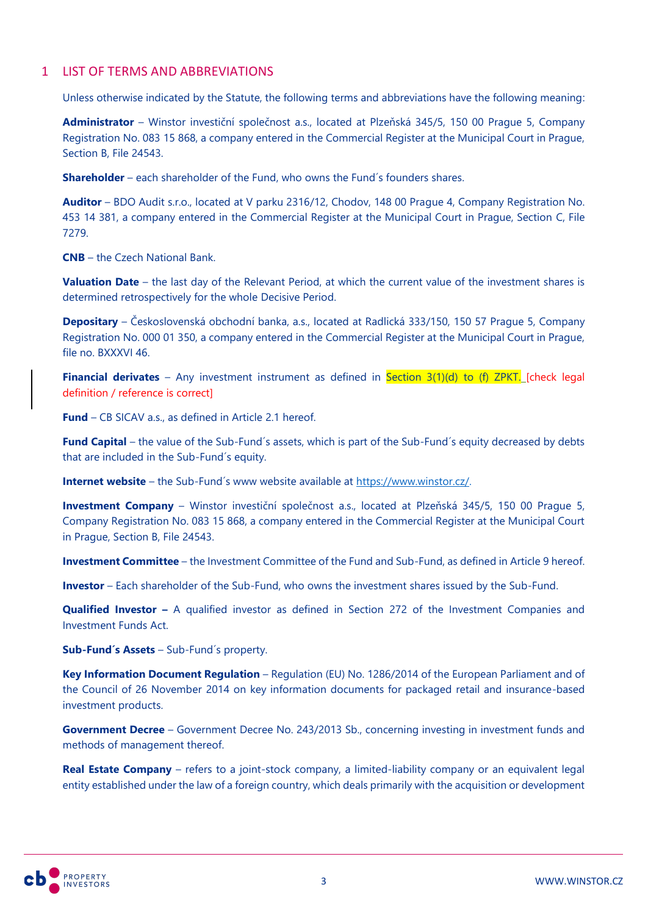# 1 LIST OF TERMS AND ABBREVIATIONS

Unless otherwise indicated by the Statute, the following terms and abbreviations have the following meaning:

**Administrator** – Winstor investiční společnost a.s., located at Plzeňská 345/5, 150 00 Prague 5, Company Registration No. 083 15 868, a company entered in the Commercial Register at the Municipal Court in Prague, Section B, File 24543.

**Shareholder** – each shareholder of the Fund, who owns the Fund´s founders shares.

**Auditor** – BDO Audit s.r.o., located at V parku 2316/12, Chodov, 148 00 Prague 4, Company Registration No. 453 14 381, a company entered in the Commercial Register at the Municipal Court in Prague, Section C, File 7279.

**CNB** – the Czech National Bank.

**Valuation Date** – the last day of the Relevant Period, at which the current value of the investment shares is determined retrospectively for the whole Decisive Period.

**Depositary** – Československá obchodní banka, a.s., located at Radlická 333/150, 150 57 Prague 5, Company Registration No. 000 01 350, a company entered in the Commercial Register at the Municipal Court in Prague, file no. BXXXVI 46.

**Financial derivates** – Any investment instrument as defined in Section 3(1)(d) to (f) ZPKT. [check legal definition / reference is correct]

**Fund** – CB SICAV a.s., as defined in Article 2.1 hereof.

**Fund Capital** – the value of the Sub-Fund´s assets, which is part of the Sub-Fund´s equity decreased by debts that are included in the Sub-Fund´s equity.

**Internet website** – the Sub-Fund´s www website available at https://www.winstor.cz/.

**Investment Company** – Winstor investiční společnost a.s., located at Plzeňská 345/5, 150 00 Prague 5, Company Registration No. 083 15 868, a company entered in the Commercial Register at the Municipal Court in Prague, Section B, File 24543.

**Investment Committee** – the Investment Committee of the Fund and Sub-Fund, as defined in Article 9 hereof.

**Investor** – Each shareholder of the Sub-Fund, who owns the investment shares issued by the Sub-Fund.

**Qualified Investor –** A qualified investor as defined in Section 272 of the Investment Companies and Investment Funds Act.

**Sub-Fund´s Assets** – Sub-Fund´s property.

**Key Information Document Regulation** – Regulation (EU) No. 1286/2014 of the European Parliament and of the Council of 26 November 2014 on key information documents for packaged retail and insurance-based investment products.

**Government Decree** – Government Decree No. 243/2013 Sb., concerning investing in investment funds and methods of management thereof.

**Real Estate Company** – refers to a joint-stock company, a limited-liability company or an equivalent legal entity established under the law of a foreign country, which deals primarily with the acquisition or development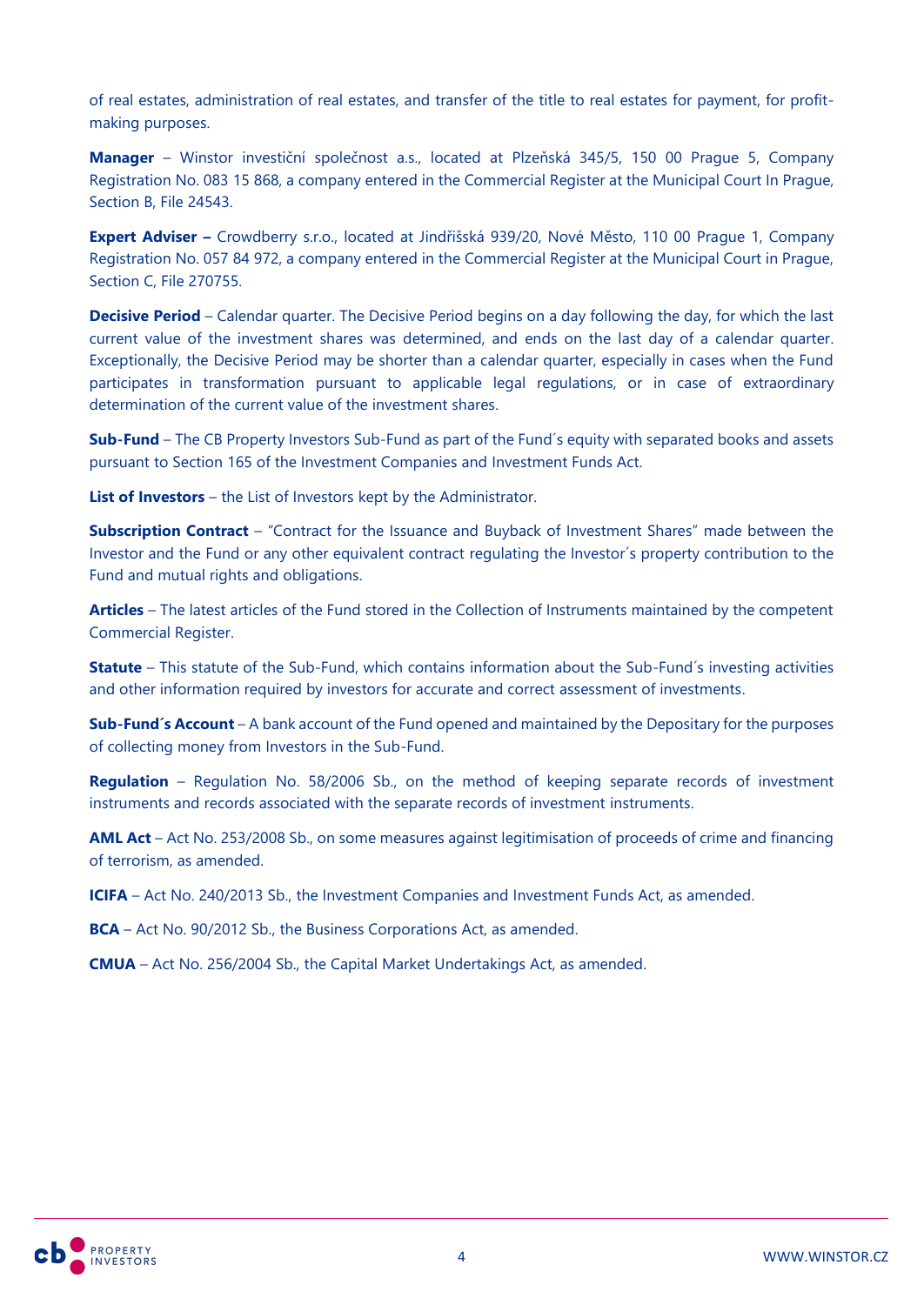of real estates, administration of real estates, and transfer of the title to real estates for payment, for profit-making purposes.

**Manager** – Winstor investiční společnost a.s., located at Plzeňská 345/5, 150 00 Prague 5, Company Registration No. 083 15 868, a company entered in the Commercial Register at the Municipal Court In Prague, Section B, File 24543.

**Expert Adviser –** Crowdberry s.r.o., located at Jindřišská 939/20, Nové Město, 110 00 Prague 1, Company Registration No. 057 84 972, a company entered in the Commercial Register at the Municipal Court in Prague, Section C, File 270755.

**Decisive Period** – Calendar quarter. The Decisive Period begins on a day following the day, for which the last current value of the investment shares was determined, and ends on the last day of a calendar quarter. Exceptionally, the Decisive Period may be shorter than a calendar quarter, especially in cases when the Fund participates in transformation pursuant to applicable legal regulations, or in case of extraordinary determination of the current value of the investment shares.

**Sub-Fund** – The CB Property Investors Sub-Fund as part of the Fund´s equity with separated books and assets pursuant to Section 165 of the Investment Companies and Investment Funds Act.

**List of Investors** – the List of Investors kept by the Administrator.

**Subscription Contract** – "Contract for the Issuance and Buyback of Investment Shares" made between the Investor and the Fund or any other equivalent contract regulating the Investor´s property contribution to the Fund and mutual rights and obligations.

**Articles** – The latest articles of the Fund stored in the Collection of Instruments maintained by the competent Commercial Register.

**Statute** – This statute of the Sub-Fund, which contains information about the Sub-Fund´s investing activities and other information required by investors for accurate and correct assessment of investments.

**Sub-Fund´s Account** – A bank account of the Fund opened and maintained by the Depositary for the purposes of collecting money from Investors in the Sub-Fund.

**Regulation** – Regulation No. 58/2006 Sb., on the method of keeping separate records of investment instruments and records associated with the separate records of investment instruments.

**AML Act** – Act No. 253/2008 Sb., on some measures against legitimisation of proceeds of crime and financing of terrorism, as amended.

**ICIFA** – Act No. 240/2013 Sb., the Investment Companies and Investment Funds Act, as amended.

**BCA** – Act No. 90/2012 Sb., the Business Corporations Act, as amended.

**CMUA** – Act No. 256/2004 Sb., the Capital Market Undertakings Act, as amended.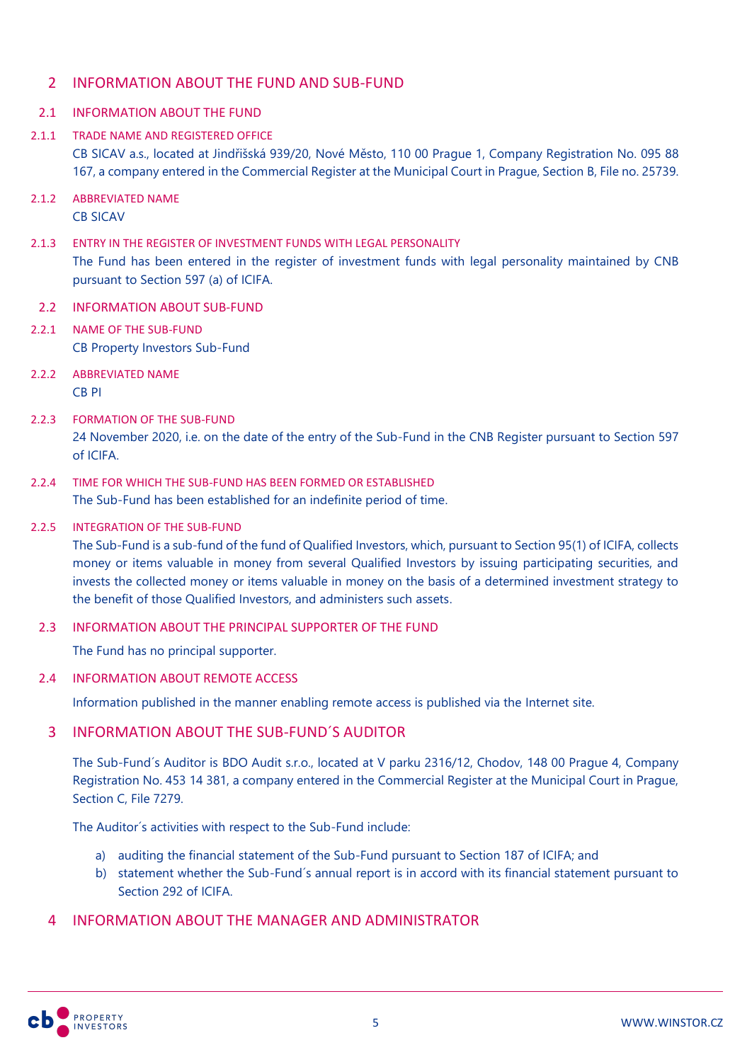# 2 INFORMATION ABOUT THE FUND AND SUB-FUND

## 2.1 INFORMATION ABOUT THE FUND

### 2.1.1 TRADE NAME AND REGISTERED OFFICE

CB SICAV a.s., located at Jindřišská 939/20, Nové Město, 110 00 Prague 1, Company Registration No. 095 88 167, a company entered in the Commercial Register at the Municipal Court in Prague, Section B, File no. 25739.

### 2.1.2 ABBREVIATED NAME

CB SICAV

### 2.1.3 ENTRY IN THE REGISTER OF INVESTMENT FUNDS WITH LEGAL PERSONALITY

The Fund has been entered in the register of investment funds with legal personality maintained by CNB pursuant to Section 597 (a) of ICIFA.

## 2.2 INFORMATION ABOUT SUB-FUND

### 2.2.1 NAME OF THE SUB-FUND

CB Property Investors Sub-Fund

### 2.2.2 ABBREVIATED NAME

CB PI

### 2.2.3 FORMATION OF THE SUB-FUND

24 November 2020, i.e. on the date of the entry of the Sub-Fund in the CNB Register pursuant to Section 597 of ICIFA.

### 2.2.4 TIME FOR WHICH THE SUB-FUND HAS BEEN FORMED OR ESTABLISHED

The Sub-Fund has been established for an indefinite period of time.

### 2.2.5 INTEGRATION OF THE SUB-FUND

The Sub-Fund is a sub-fund of the fund of Qualified Investors, which, pursuant to Section 95(1) of ICIFA, collects money or items valuable in money from several Qualified Investors by issuing participating securities, and invests the collected money or items valuable in money on the basis of a determined investment strategy to the benefit of those Qualified Investors, and administers such assets.

## 2.3 INFORMATION ABOUT THE PRINCIPAL SUPPORTER OF THE FUND

The Fund has no principal supporter.

## 2.4 INFORMATION ABOUT REMOTE ACCESS

Information published in the manner enabling remote access is published via the Internet site.

# 3 INFORMATION ABOUT THE SUB-FUND´S AUDITOR

The Sub-Fund´s Auditor is BDO Audit s.r.o., located at V parku 2316/12, Chodov, 148 00 Prague 4, Company Registration No. 453 14 381, a company entered in the Commercial Register at the Municipal Court in Prague, Section C, File 7279.

The Auditor´s activities with respect to the Sub-Fund include:

a) auditing the financial statement of the Sub-Fund pursuant to Section 187 of ICIFA; and
b) statement whether the Sub-Fund´s annual report is in accord with its financial statement pursuant to Section 292 of ICIFA.

# 4 INFORMATION ABOUT THE MANAGER AND ADMINISTRATOR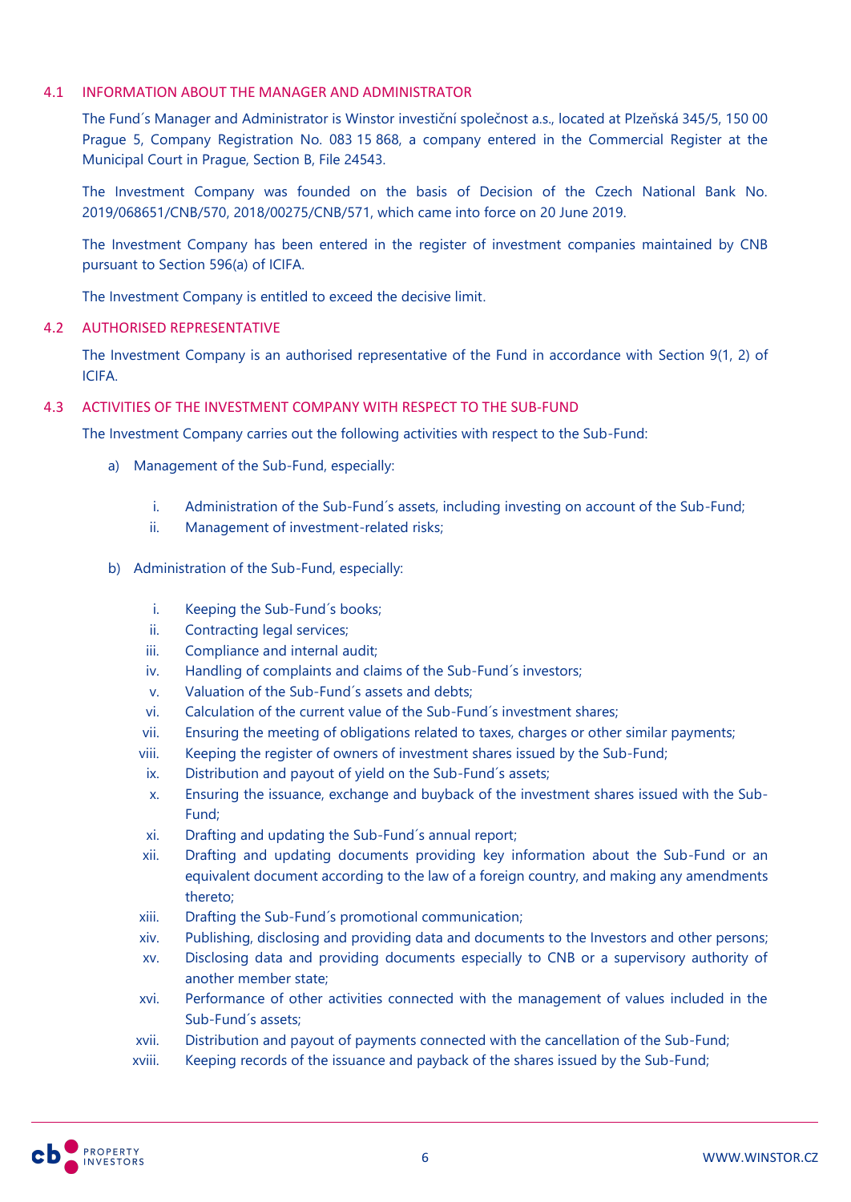### 4.1 INFORMATION ABOUT THE MANAGER AND ADMINISTRATOR

The Fund´s Manager and Administrator is Winstor investiční společnost a.s., located at Plzeňská 345/5, 150 00 Prague 5, Company Registration No. 083 15 868, a company entered in the Commercial Register at the Municipal Court in Prague, Section B, File 24543.

The Investment Company was founded on the basis of Decision of the Czech National Bank No. 2019/068651/CNB/570, 2018/00275/CNB/571, which came into force on 20 June 2019.

The Investment Company has been entered in the register of investment companies maintained by CNB pursuant to Section 596(a) of ICIFA.

The Investment Company is entitled to exceed the decisive limit.

### 4.2 AUTHORISED REPRESENTATIVE

The Investment Company is an authorised representative of the Fund in accordance with Section 9(1, 2) of ICIFA.

### 4.3 ACTIVITIES OF THE INVESTMENT COMPANY WITH RESPECT TO THE SUB-FUND

The Investment Company carries out the following activities with respect to the Sub-Fund:

a) Management of the Sub-Fund, especially:

   i. Administration of the Sub-Fund´s assets, including investing on account of the Sub-Fund;
   ii. Management of investment-related risks;

b) Administration of the Sub-Fund, especially:

   i. Keeping the Sub-Fund´s books;
   ii. Contracting legal services;
   iii. Compliance and internal audit;
   iv. Handling of complaints and claims of the Sub-Fund´s investors;
   v. Valuation of the Sub-Fund´s assets and debts;
   vi. Calculation of the current value of the Sub-Fund´s investment shares;
   vii. Ensuring the meeting of obligations related to taxes, charges or other similar payments;
   viii. Keeping the register of owners of investment shares issued by the Sub-Fund;
   ix. Distribution and payout of yield on the Sub-Fund´s assets;
   x. Ensuring the issuance, exchange and buyback of the investment shares issued with the Sub-Fund;
   xi. Drafting and updating the Sub-Fund´s annual report;
   xii. Drafting and updating documents providing key information about the Sub-Fund or an equivalent document according to the law of a foreign country, and making any amendments thereto;
   xiii. Drafting the Sub-Fund´s promotional communication;
   xiv. Publishing, disclosing and providing data and documents to the Investors and other persons;
   xv. Disclosing data and providing documents especially to CNB or a supervisory authority of another member state;
   xvi. Performance of other activities connected with the management of values included in the Sub-Fund´s assets;
   xvii. Distribution and payout of payments connected with the cancellation of the Sub-Fund;
   xviii. Keeping records of the issuance and payback of the shares issued by the Sub-Fund;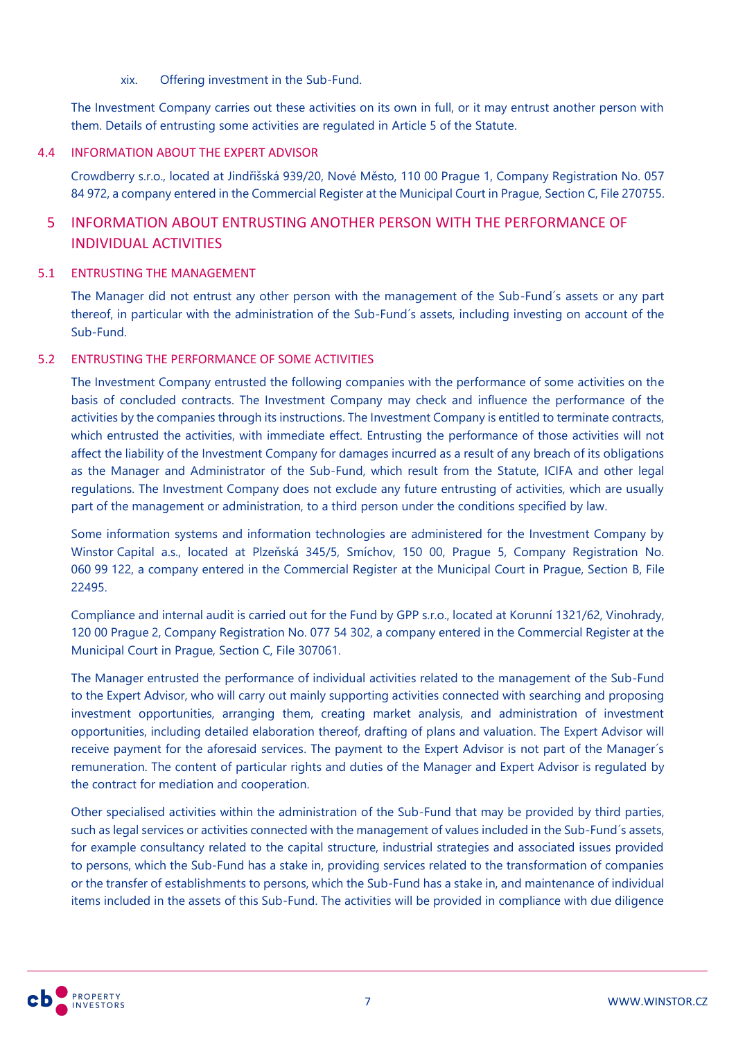xix. Offering investment in the Sub-Fund.

The Investment Company carries out these activities on its own in full, or it may entrust another person with them. Details of entrusting some activities are regulated in Article 5 of the Statute.

### 4.4 INFORMATION ABOUT THE EXPERT ADVISOR

Crowdberry s.r.o., located at Jindřišská 939/20, Nové Město, 110 00 Prague 1, Company Registration No. 057 84 972, a company entered in the Commercial Register at the Municipal Court in Prague, Section C, File 270755.

## 5 INFORMATION ABOUT ENTRUSTING ANOTHER PERSON WITH THE PERFORMANCE OF INDIVIDUAL ACTIVITIES

### 5.1 ENTRUSTING THE MANAGEMENT

The Manager did not entrust any other person with the management of the Sub-Fund´s assets or any part thereof, in particular with the administration of the Sub-Fund´s assets, including investing on account of the Sub-Fund.

### 5.2 ENTRUSTING THE PERFORMANCE OF SOME ACTIVITIES

The Investment Company entrusted the following companies with the performance of some activities on the basis of concluded contracts. The Investment Company may check and influence the performance of the activities by the companies through its instructions. The Investment Company is entitled to terminate contracts, which entrusted the activities, with immediate effect. Entrusting the performance of those activities will not affect the liability of the Investment Company for damages incurred as a result of any breach of its obligations as the Manager and Administrator of the Sub-Fund, which result from the Statute, ICIFA and other legal regulations. The Investment Company does not exclude any future entrusting of activities, which are usually part of the management or administration, to a third person under the conditions specified by law.

Some information systems and information technologies are administered for the Investment Company by Winstor Capital a.s., located at Plzeňská 345/5, Smíchov, 150 00, Prague 5, Company Registration No. 060 99 122, a company entered in the Commercial Register at the Municipal Court in Prague, Section B, File 22495.

Compliance and internal audit is carried out for the Fund by GPP s.r.o., located at Korunní 1321/62, Vinohrady, 120 00 Prague 2, Company Registration No. 077 54 302, a company entered in the Commercial Register at the Municipal Court in Prague, Section C, File 307061.

The Manager entrusted the performance of individual activities related to the management of the Sub-Fund to the Expert Advisor, who will carry out mainly supporting activities connected with searching and proposing investment opportunities, arranging them, creating market analysis, and administration of investment opportunities, including detailed elaboration thereof, drafting of plans and valuation. The Expert Advisor will receive payment for the aforesaid services. The payment to the Expert Advisor is not part of the Manager´s remuneration. The content of particular rights and duties of the Manager and Expert Advisor is regulated by the contract for mediation and cooperation.

Other specialised activities within the administration of the Sub-Fund that may be provided by third parties, such as legal services or activities connected with the management of values included in the Sub-Fund´s assets, for example consultancy related to the capital structure, industrial strategies and associated issues provided to persons, which the Sub-Fund has a stake in, providing services related to the transformation of companies or the transfer of establishments to persons, which the Sub-Fund has a stake in, and maintenance of individual items included in the assets of this Sub-Fund. The activities will be provided in compliance with due diligence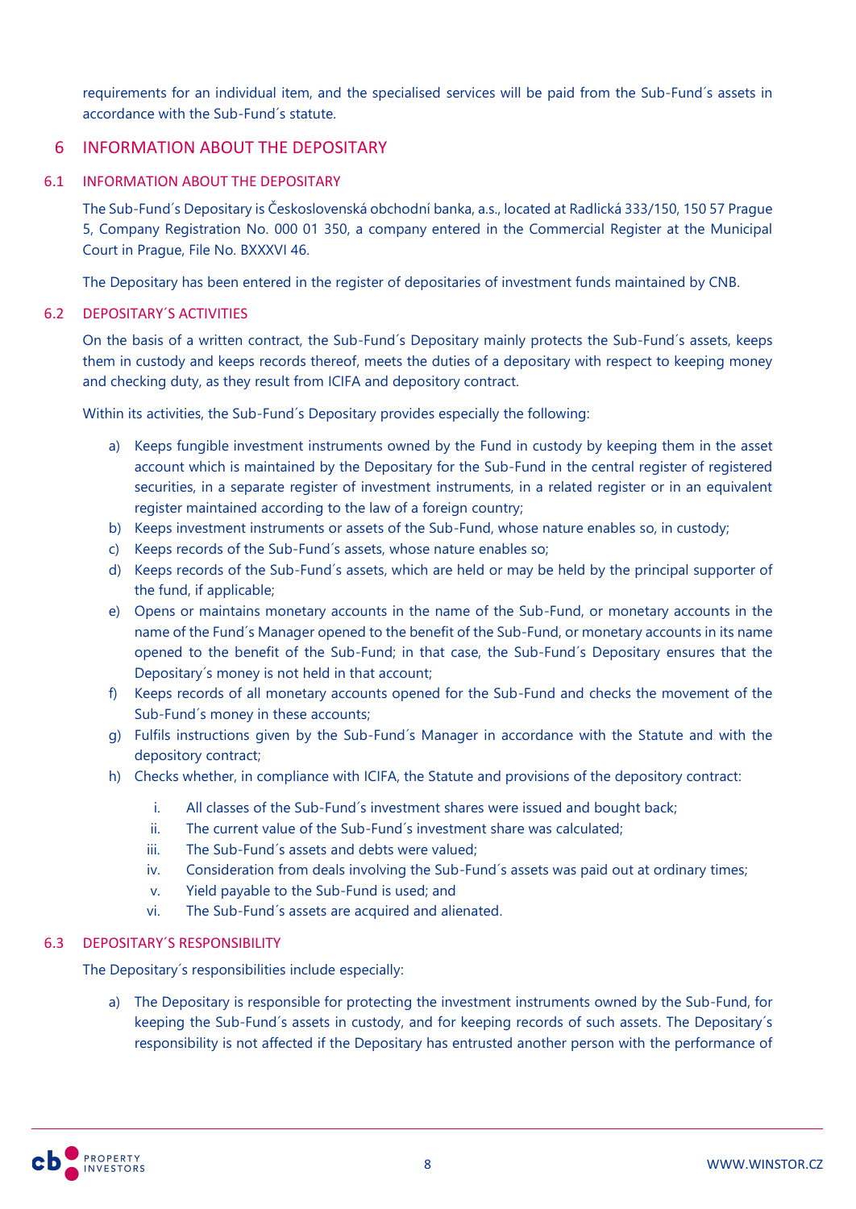requirements for an individual item, and the specialised services will be paid from the Sub-Fund´s assets in accordance with the Sub-Fund´s statute.

# 6 INFORMATION ABOUT THE DEPOSITARY

## 6.1 INFORMATION ABOUT THE DEPOSITARY

The Sub-Fund´s Depositary is Československá obchodní banka, a.s., located at Radlická 333/150, 150 57 Prague 5, Company Registration No. 000 01 350, a company entered in the Commercial Register at the Municipal Court in Prague, File No. BXXXVI 46.

The Depositary has been entered in the register of depositaries of investment funds maintained by CNB.

## 6.2 DEPOSITARY´S ACTIVITIES

On the basis of a written contract, the Sub-Fund´s Depositary mainly protects the Sub-Fund´s assets, keeps them in custody and keeps records thereof, meets the duties of a depositary with respect to keeping money and checking duty, as they result from ICIFA and depository contract.

Within its activities, the Sub-Fund´s Depositary provides especially the following:

a) Keeps fungible investment instruments owned by the Fund in custody by keeping them in the asset account which is maintained by the Depositary for the Sub-Fund in the central register of registered securities, in a separate register of investment instruments, in a related register or in an equivalent register maintained according to the law of a foreign country;
b) Keeps investment instruments or assets of the Sub-Fund, whose nature enables so, in custody;
c) Keeps records of the Sub-Fund´s assets, whose nature enables so;
d) Keeps records of the Sub-Fund´s assets, which are held or may be held by the principal supporter of the fund, if applicable;
e) Opens or maintains monetary accounts in the name of the Sub-Fund, or monetary accounts in the name of the Fund´s Manager opened to the benefit of the Sub-Fund, or monetary accounts in its name opened to the benefit of the Sub-Fund; in that case, the Sub-Fund´s Depositary ensures that the Depositary´s money is not held in that account;
f) Keeps records of all monetary accounts opened for the Sub-Fund and checks the movement of the Sub-Fund´s money in these accounts;
g) Fulfils instructions given by the Sub-Fund´s Manager in accordance with the Statute and with the depository contract;
h) Checks whether, in compliance with ICIFA, the Statute and provisions of the depository contract:
    i. All classes of the Sub-Fund´s investment shares were issued and bought back;
    ii. The current value of the Sub-Fund´s investment share was calculated;
    iii. The Sub-Fund´s assets and debts were valued;
    iv. Consideration from deals involving the Sub-Fund´s assets was paid out at ordinary times;
    v. Yield payable to the Sub-Fund is used; and
    vi. The Sub-Fund´s assets are acquired and alienated.

## 6.3 DEPOSITARY´S RESPONSIBILITY

The Depositary´s responsibilities include especially:

a) The Depositary is responsible for protecting the investment instruments owned by the Sub-Fund, for keeping the Sub-Fund´s assets in custody, and for keeping records of such assets. The Depositary´s responsibility is not affected if the Depositary has entrusted another person with the performance of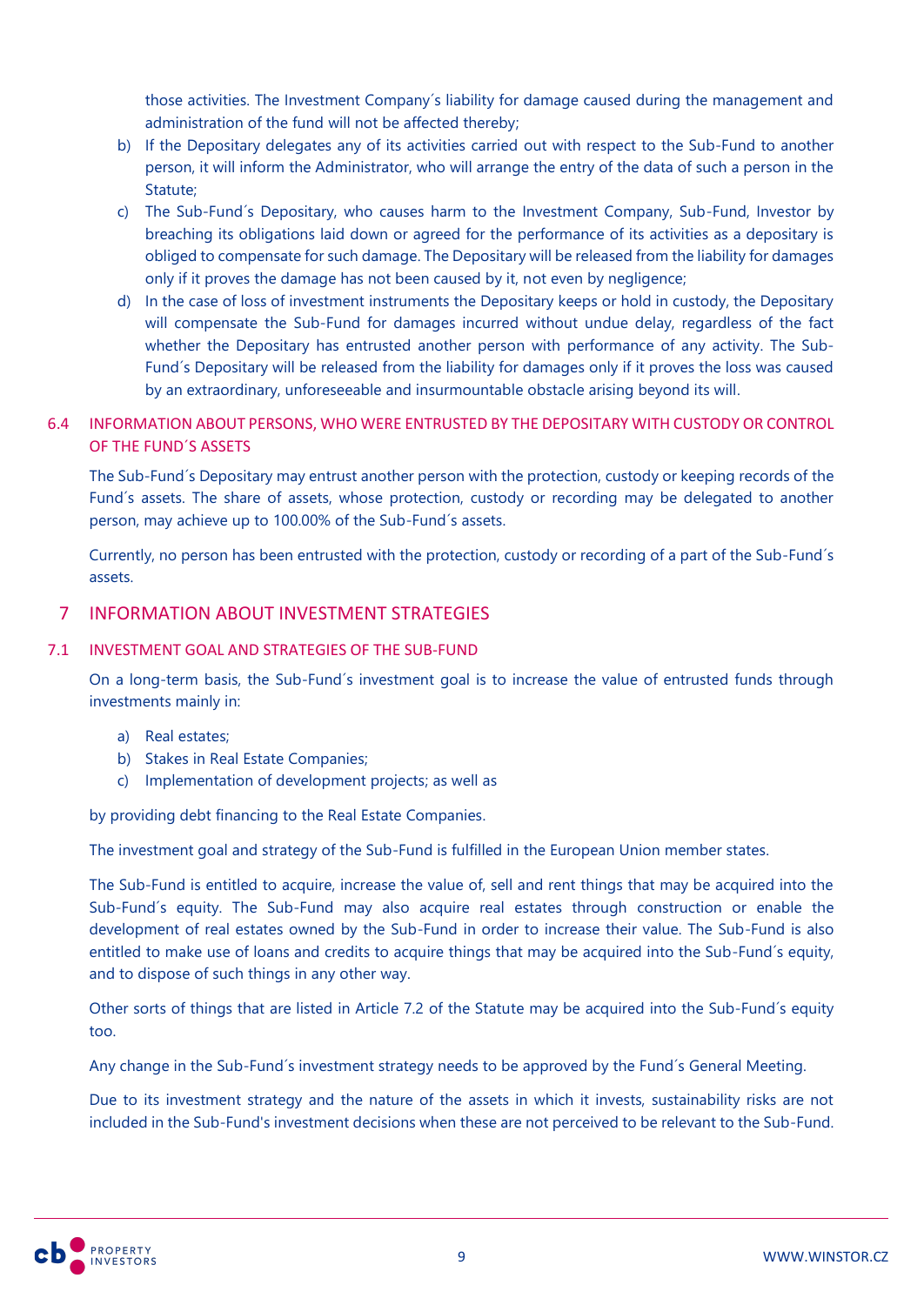those activities. The Investment Company´s liability for damage caused during the management and administration of the fund will not be affected thereby;

b) If the Depositary delegates any of its activities carried out with respect to the Sub-Fund to another person, it will inform the Administrator, who will arrange the entry of the data of such a person in the Statute;

c) The Sub-Fund´s Depositary, who causes harm to the Investment Company, Sub-Fund, Investor by breaching its obligations laid down or agreed for the performance of its activities as a depositary is obliged to compensate for such damage. The Depositary will be released from the liability for damages only if it proves the damage has not been caused by it, not even by negligence;

d) In the case of loss of investment instruments the Depositary keeps or hold in custody, the Depositary will compensate the Sub-Fund for damages incurred without undue delay, regardless of the fact whether the Depositary has entrusted another person with performance of any activity. The Sub-Fund´s Depositary will be released from the liability for damages only if it proves the loss was caused by an extraordinary, unforeseeable and insurmountable obstacle arising beyond its will.

### 6.4 INFORMATION ABOUT PERSONS, WHO WERE ENTRUSTED BY THE DEPOSITARY WITH CUSTODY OR CONTROL OF THE FUND´S ASSETS

The Sub-Fund´s Depositary may entrust another person with the protection, custody or keeping records of the Fund´s assets. The share of assets, whose protection, custody or recording may be delegated to another person, may achieve up to 100.00% of the Sub-Fund´s assets.

Currently, no person has been entrusted with the protection, custody or recording of a part of the Sub-Fund´s assets.

## 7 INFORMATION ABOUT INVESTMENT STRATEGIES

### 7.1 INVESTMENT GOAL AND STRATEGIES OF THE SUB-FUND

On a long-term basis, the Sub-Fund´s investment goal is to increase the value of entrusted funds through investments mainly in:

a) Real estates;
b) Stakes in Real Estate Companies;
c) Implementation of development projects; as well as

by providing debt financing to the Real Estate Companies.

The investment goal and strategy of the Sub-Fund is fulfilled in the European Union member states.

The Sub-Fund is entitled to acquire, increase the value of, sell and rent things that may be acquired into the Sub-Fund´s equity. The Sub-Fund may also acquire real estates through construction or enable the development of real estates owned by the Sub-Fund in order to increase their value. The Sub-Fund is also entitled to make use of loans and credits to acquire things that may be acquired into the Sub-Fund´s equity, and to dispose of such things in any other way.

Other sorts of things that are listed in Article 7.2 of the Statute may be acquired into the Sub-Fund´s equity too.

Any change in the Sub-Fund´s investment strategy needs to be approved by the Fund´s General Meeting.

Due to its investment strategy and the nature of the assets in which it invests, sustainability risks are not included in the Sub-Fund's investment decisions when these are not perceived to be relevant to the Sub-Fund.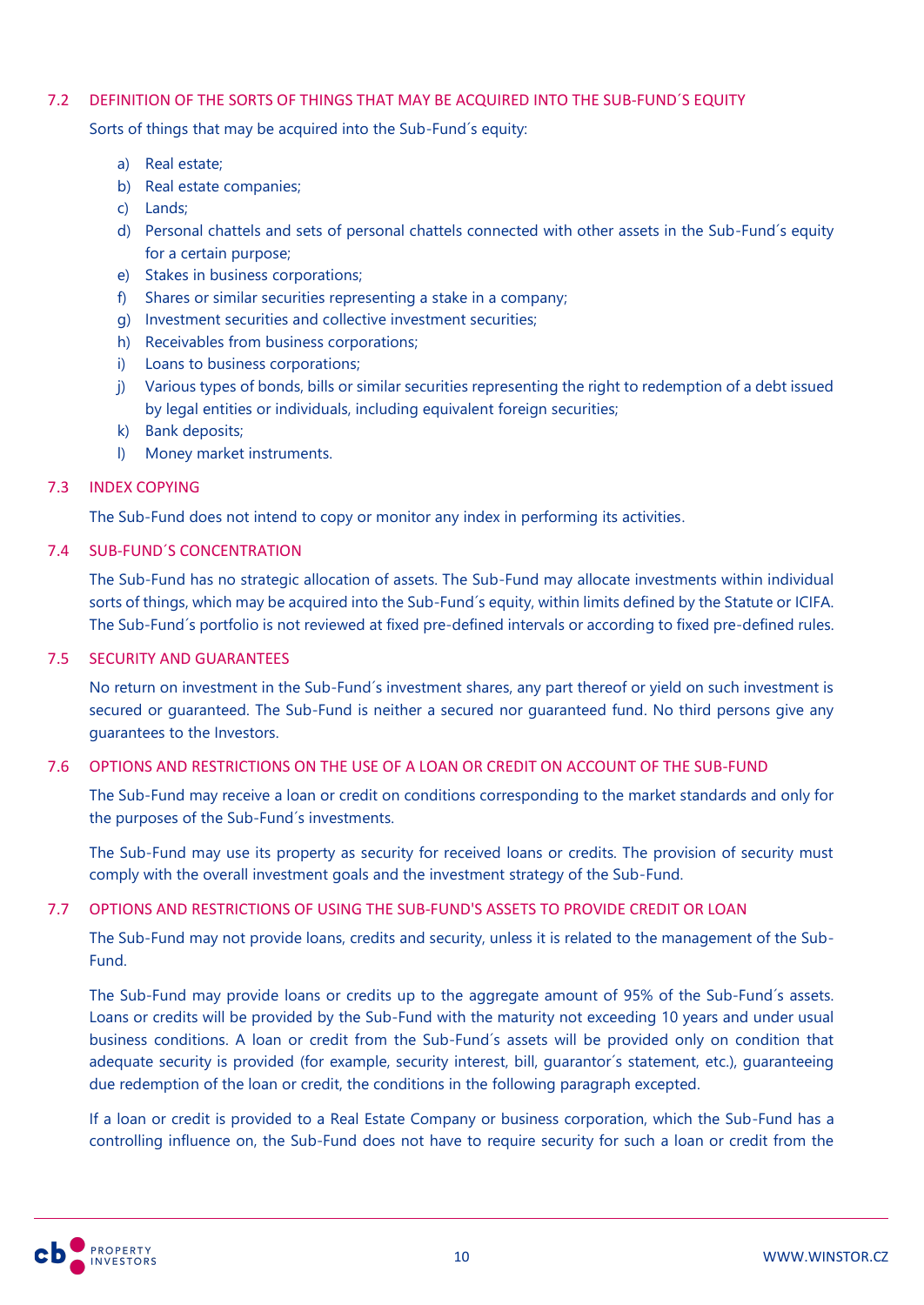## 7.2 DEFINITION OF THE SORTS OF THINGS THAT MAY BE ACQUIRED INTO THE SUB-FUND´S EQUITY

Sorts of things that may be acquired into the Sub-Fund´s equity:

a) Real estate;
b) Real estate companies;
c) Lands;
d) Personal chattels and sets of personal chattels connected with other assets in the Sub-Fund´s equity for a certain purpose;
e) Stakes in business corporations;
f) Shares or similar securities representing a stake in a company;
g) Investment securities and collective investment securities;
h) Receivables from business corporations;
i) Loans to business corporations;
j) Various types of bonds, bills or similar securities representing the right to redemption of a debt issued by legal entities or individuals, including equivalent foreign securities;
k) Bank deposits;
l) Money market instruments.

## 7.3 INDEX COPYING

The Sub-Fund does not intend to copy or monitor any index in performing its activities.

## 7.4 SUB-FUND´S CONCENTRATION

The Sub-Fund has no strategic allocation of assets. The Sub-Fund may allocate investments within individual sorts of things, which may be acquired into the Sub-Fund´s equity, within limits defined by the Statute or ICIFA. The Sub-Fund´s portfolio is not reviewed at fixed pre-defined intervals or according to fixed pre-defined rules.

## 7.5 SECURITY AND GUARANTEES

No return on investment in the Sub-Fund´s investment shares, any part thereof or yield on such investment is secured or guaranteed. The Sub-Fund is neither a secured nor guaranteed fund. No third persons give any guarantees to the Investors.

## 7.6 OPTIONS AND RESTRICTIONS ON THE USE OF A LOAN OR CREDIT ON ACCOUNT OF THE SUB-FUND

The Sub-Fund may receive a loan or credit on conditions corresponding to the market standards and only for the purposes of the Sub-Fund´s investments.

The Sub-Fund may use its property as security for received loans or credits. The provision of security must comply with the overall investment goals and the investment strategy of the Sub-Fund.

## 7.7 OPTIONS AND RESTRICTIONS OF USING THE SUB-FUND'S ASSETS TO PROVIDE CREDIT OR LOAN

The Sub-Fund may not provide loans, credits and security, unless it is related to the management of the Sub-Fund.

The Sub-Fund may provide loans or credits up to the aggregate amount of 95% of the Sub-Fund´s assets. Loans or credits will be provided by the Sub-Fund with the maturity not exceeding 10 years and under usual business conditions. A loan or credit from the Sub-Fund´s assets will be provided only on condition that adequate security is provided (for example, security interest, bill, guarantor´s statement, etc.), guaranteeing due redemption of the loan or credit, the conditions in the following paragraph excepted.

If a loan or credit is provided to a Real Estate Company or business corporation, which the Sub-Fund has a controlling influence on, the Sub-Fund does not have to require security for such a loan or credit from the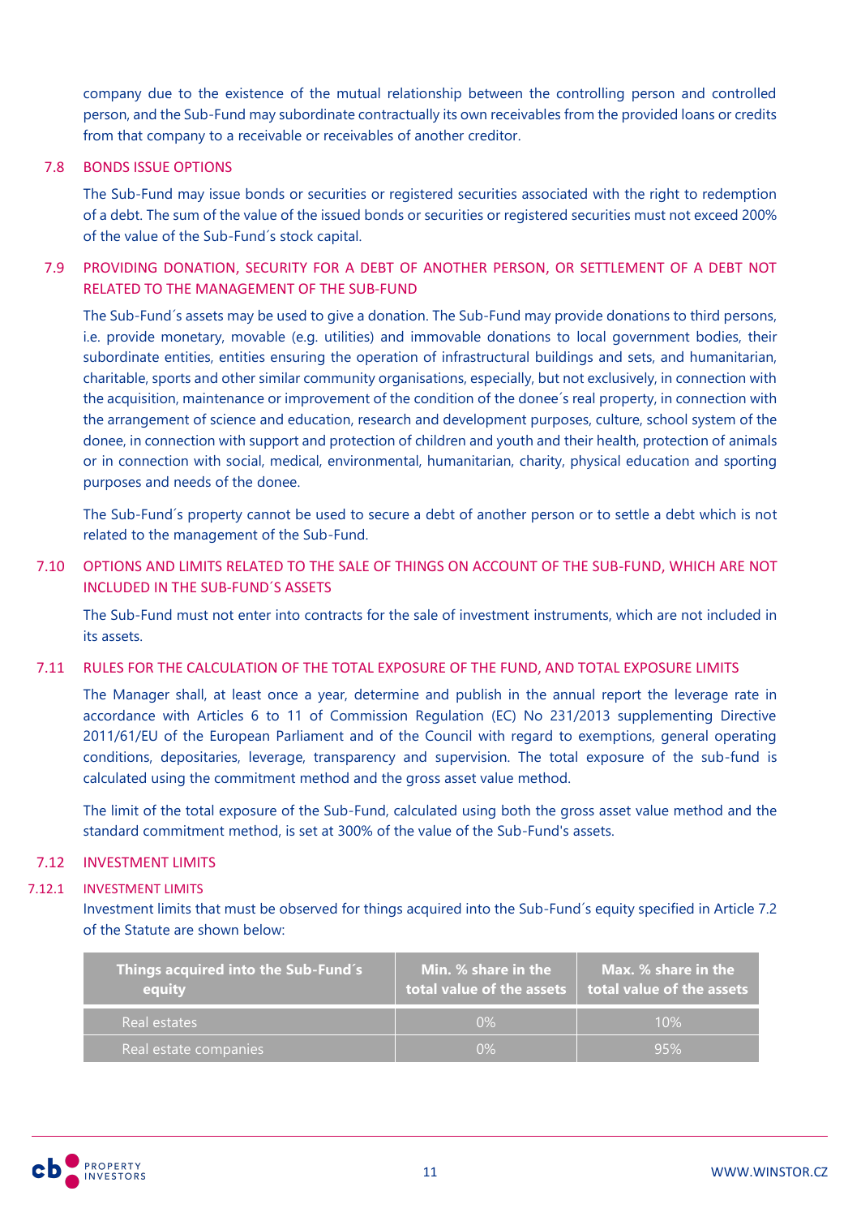company due to the existence of the mutual relationship between the controlling person and controlled person, and the Sub-Fund may subordinate contractually its own receivables from the provided loans or credits from that company to a receivable or receivables of another creditor.

## 7.8 BONDS ISSUE OPTIONS

The Sub-Fund may issue bonds or securities or registered securities associated with the right to redemption of a debt. The sum of the value of the issued bonds or securities or registered securities must not exceed 200% of the value of the Sub-Fund´s stock capital.

## 7.9 PROVIDING DONATION, SECURITY FOR A DEBT OF ANOTHER PERSON, OR SETTLEMENT OF A DEBT NOT RELATED TO THE MANAGEMENT OF THE SUB-FUND

The Sub-Fund´s assets may be used to give a donation. The Sub-Fund may provide donations to third persons, i.e. provide monetary, movable (e.g. utilities) and immovable donations to local government bodies, their subordinate entities, entities ensuring the operation of infrastructural buildings and sets, and humanitarian, charitable, sports and other similar community organisations, especially, but not exclusively, in connection with the acquisition, maintenance or improvement of the condition of the donee´s real property, in connection with the arrangement of science and education, research and development purposes, culture, school system of the donee, in connection with support and protection of children and youth and their health, protection of animals or in connection with social, medical, environmental, humanitarian, charity, physical education and sporting purposes and needs of the donee.

The Sub-Fund´s property cannot be used to secure a debt of another person or to settle a debt which is not related to the management of the Sub-Fund.

## 7.10 OPTIONS AND LIMITS RELATED TO THE SALE OF THINGS ON ACCOUNT OF THE SUB-FUND, WHICH ARE NOT INCLUDED IN THE SUB-FUND´S ASSETS

The Sub-Fund must not enter into contracts for the sale of investment instruments, which are not included in its assets.

## 7.11 RULES FOR THE CALCULATION OF THE TOTAL EXPOSURE OF THE FUND, AND TOTAL EXPOSURE LIMITS

The Manager shall, at least once a year, determine and publish in the annual report the leverage rate in accordance with Articles 6 to 11 of Commission Regulation (EC) No 231/2013 supplementing Directive 2011/61/EU of the European Parliament and of the Council with regard to exemptions, general operating conditions, depositaries, leverage, transparency and supervision. The total exposure of the sub-fund is calculated using the commitment method and the gross asset value method.

The limit of the total exposure of the Sub-Fund, calculated using both the gross asset value method and the standard commitment method, is set at 300% of the value of the Sub-Fund's assets.

## 7.12 INVESTMENT LIMITS

### 7.12.1 INVESTMENT LIMITS

Investment limits that must be observed for things acquired into the Sub-Fund´s equity specified in Article 7.2 of the Statute are shown below:

| Things acquired into the Sub-Fund´s equity | Min. % share in the total value of the assets | Max. % share in the total value of the assets |
|---|---|---|
| Real estates | 0% | 10% |
| Real estate companies | 0% | 95% |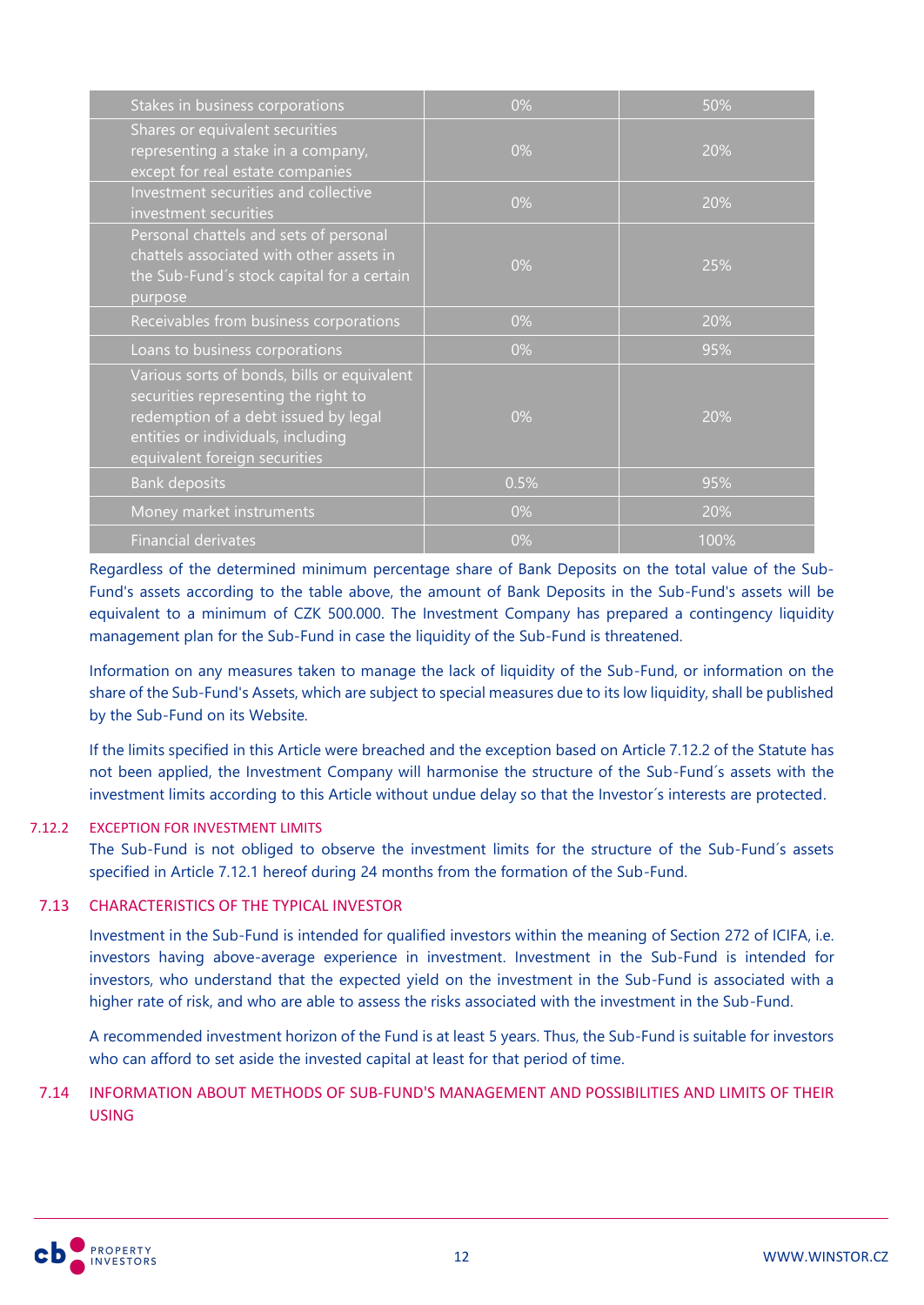| | | |
|---|---|---|
| Stakes in business corporations | 0% | 50% |
| Shares or equivalent securities representing a stake in a company, except for real estate companies | 0% | 20% |
| Investment securities and collective investment securities | 0% | 20% |
| Personal chattels and sets of personal chattels associated with other assets in the Sub-Fund´s stock capital for a certain purpose | 0% | 25% |
| Receivables from business corporations | 0% | 20% |
| Loans to business corporations | 0% | 95% |
| Various sorts of bonds, bills or equivalent securities representing the right to redemption of a debt issued by legal entities or individuals, including equivalent foreign securities | 0% | 20% |
| Bank deposits | 0.5% | 95% |
| Money market instruments | 0% | 20% |
| Financial derivates | 0% | 100% |

Regardless of the determined minimum percentage share of Bank Deposits on the total value of the Sub-Fund's assets according to the table above, the amount of Bank Deposits in the Sub-Fund's assets will be equivalent to a minimum of CZK 500.000. The Investment Company has prepared a contingency liquidity management plan for the Sub-Fund in case the liquidity of the Sub-Fund is threatened.

Information on any measures taken to manage the lack of liquidity of the Sub-Fund, or information on the share of the Sub-Fund's Assets, which are subject to special measures due to its low liquidity, shall be published by the Sub-Fund on its Website.

If the limits specified in this Article were breached and the exception based on Article 7.12.2 of the Statute has not been applied, the Investment Company will harmonise the structure of the Sub-Fund´s assets with the investment limits according to this Article without undue delay so that the Investor´s interests are protected.

#### 7.12.2 EXCEPTION FOR INVESTMENT LIMITS

The Sub-Fund is not obliged to observe the investment limits for the structure of the Sub-Fund´s assets specified in Article 7.12.1 hereof during 24 months from the formation of the Sub-Fund.

### 7.13 CHARACTERISTICS OF THE TYPICAL INVESTOR

Investment in the Sub-Fund is intended for qualified investors within the meaning of Section 272 of ICIFA, i.e. investors having above-average experience in investment. Investment in the Sub-Fund is intended for investors, who understand that the expected yield on the investment in the Sub-Fund is associated with a higher rate of risk, and who are able to assess the risks associated with the investment in the Sub-Fund.

A recommended investment horizon of the Fund is at least 5 years. Thus, the Sub-Fund is suitable for investors who can afford to set aside the invested capital at least for that period of time.

### 7.14 INFORMATION ABOUT METHODS OF SUB-FUND'S MANAGEMENT AND POSSIBILITIES AND LIMITS OF THEIR USING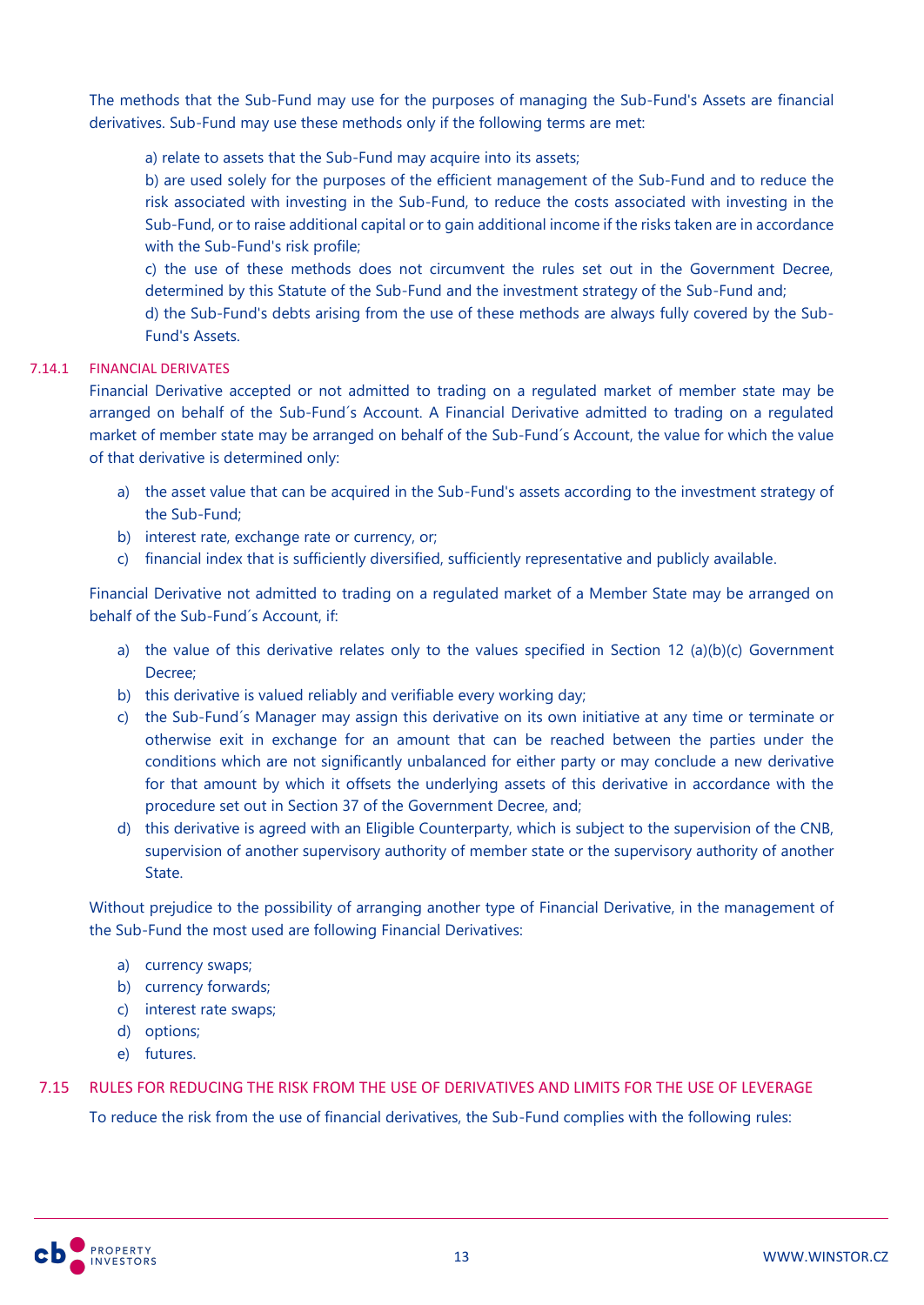The methods that the Sub-Fund may use for the purposes of managing the Sub-Fund's Assets are financial derivatives. Sub-Fund may use these methods only if the following terms are met:

a) relate to assets that the Sub-Fund may acquire into its assets;
b) are used solely for the purposes of the efficient management of the Sub-Fund and to reduce the risk associated with investing in the Sub-Fund, to reduce the costs associated with investing in the Sub-Fund, or to raise additional capital or to gain additional income if the risks taken are in accordance with the Sub-Fund's risk profile;
c) the use of these methods does not circumvent the rules set out in the Government Decree, determined by this Statute of the Sub-Fund and the investment strategy of the Sub-Fund and;
d) the Sub-Fund's debts arising from the use of these methods are always fully covered by the Sub-Fund's Assets.

### 7.14.1 FINANCIAL DERIVATES

Financial Derivative accepted or not admitted to trading on a regulated market of member state may be arranged on behalf of the Sub-Fund´s Account. A Financial Derivative admitted to trading on a regulated market of member state may be arranged on behalf of the Sub-Fund´s Account, the value for which the value of that derivative is determined only:

a) the asset value that can be acquired in the Sub-Fund's assets according to the investment strategy of the Sub-Fund;
b) interest rate, exchange rate or currency, or;
c) financial index that is sufficiently diversified, sufficiently representative and publicly available.

Financial Derivative not admitted to trading on a regulated market of a Member State may be arranged on behalf of the Sub-Fund´s Account, if:

a) the value of this derivative relates only to the values specified in Section 12 (a)(b)(c) Government Decree;
b) this derivative is valued reliably and verifiable every working day;
c) the Sub-Fund´s Manager may assign this derivative on its own initiative at any time or terminate or otherwise exit in exchange for an amount that can be reached between the parties under the conditions which are not significantly unbalanced for either party or may conclude a new derivative for that amount by which it offsets the underlying assets of this derivative in accordance with the procedure set out in Section 37 of the Government Decree, and;
d) this derivative is agreed with an Eligible Counterparty, which is subject to the supervision of the CNB, supervision of another supervisory authority of member state or the supervisory authority of another State.

Without prejudice to the possibility of arranging another type of Financial Derivative, in the management of the Sub-Fund the most used are following Financial Derivatives:

a) currency swaps;
b) currency forwards;
c) interest rate swaps;
d) options;
e) futures.

## 7.15 RULES FOR REDUCING THE RISK FROM THE USE OF DERIVATIVES AND LIMITS FOR THE USE OF LEVERAGE

To reduce the risk from the use of financial derivatives, the Sub-Fund complies with the following rules: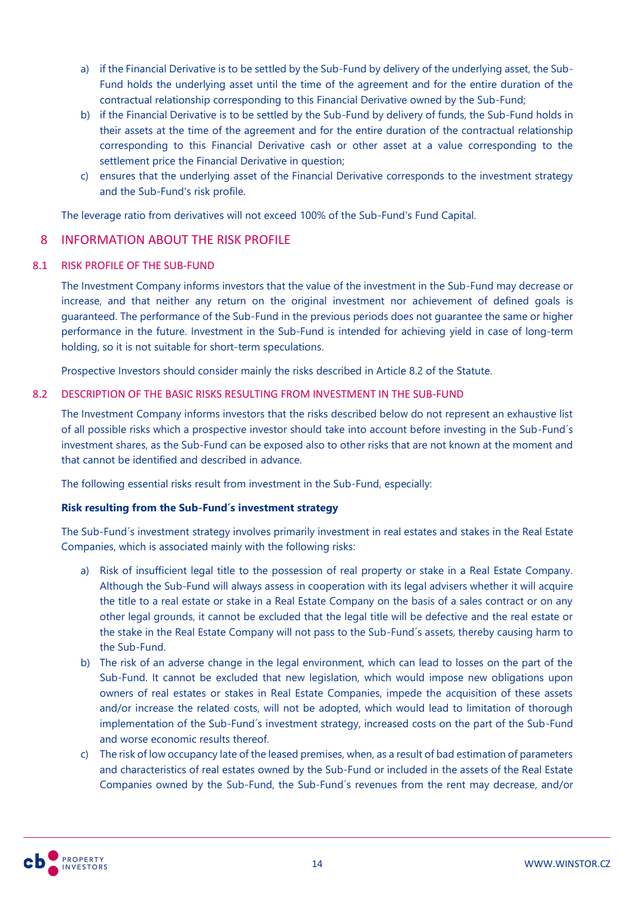a) if the Financial Derivative is to be settled by the Sub-Fund by delivery of the underlying asset, the Sub-Fund holds the underlying asset until the time of the agreement and for the entire duration of the contractual relationship corresponding to this Financial Derivative owned by the Sub-Fund;
b) if the Financial Derivative is to be settled by the Sub-Fund by delivery of funds, the Sub-Fund holds in their assets at the time of the agreement and for the entire duration of the contractual relationship corresponding to this Financial Derivative cash or other asset at a value corresponding to the settlement price the Financial Derivative in question;
c) ensures that the underlying asset of the Financial Derivative corresponds to the investment strategy and the Sub-Fund's risk profile.

The leverage ratio from derivatives will not exceed 100% of the Sub-Fund's Fund Capital.

# 8 INFORMATION ABOUT THE RISK PROFILE

## 8.1 RISK PROFILE OF THE SUB-FUND

The Investment Company informs investors that the value of the investment in the Sub-Fund may decrease or increase, and that neither any return on the original investment nor achievement of defined goals is guaranteed. The performance of the Sub-Fund in the previous periods does not guarantee the same or higher performance in the future. Investment in the Sub-Fund is intended for achieving yield in case of long-term holding, so it is not suitable for short-term speculations.

Prospective Investors should consider mainly the risks described in Article 8.2 of the Statute.

## 8.2 DESCRIPTION OF THE BASIC RISKS RESULTING FROM INVESTMENT IN THE SUB-FUND

The Investment Company informs investors that the risks described below do not represent an exhaustive list of all possible risks which a prospective investor should take into account before investing in the Sub-Fund´s investment shares, as the Sub-Fund can be exposed also to other risks that are not known at the moment and that cannot be identified and described in advance.

The following essential risks result from investment in the Sub-Fund, especially:

**Risk resulting from the Sub-Fund´s investment strategy**

The Sub-Fund´s investment strategy involves primarily investment in real estates and stakes in the Real Estate Companies, which is associated mainly with the following risks:

a) Risk of insufficient legal title to the possession of real property or stake in a Real Estate Company. Although the Sub-Fund will always assess in cooperation with its legal advisers whether it will acquire the title to a real estate or stake in a Real Estate Company on the basis of a sales contract or on any other legal grounds, it cannot be excluded that the legal title will be defective and the real estate or the stake in the Real Estate Company will not pass to the Sub-Fund´s assets, thereby causing harm to the Sub-Fund.
b) The risk of an adverse change in the legal environment, which can lead to losses on the part of the Sub-Fund. It cannot be excluded that new legislation, which would impose new obligations upon owners of real estates or stakes in Real Estate Companies, impede the acquisition of these assets and/or increase the related costs, will not be adopted, which would lead to limitation of thorough implementation of the Sub-Fund´s investment strategy, increased costs on the part of the Sub-Fund and worse economic results thereof.
c) The risk of low occupancy late of the leased premises, when, as a result of bad estimation of parameters and characteristics of real estates owned by the Sub-Fund or included in the assets of the Real Estate Companies owned by the Sub-Fund, the Sub-Fund´s revenues from the rent may decrease, and/or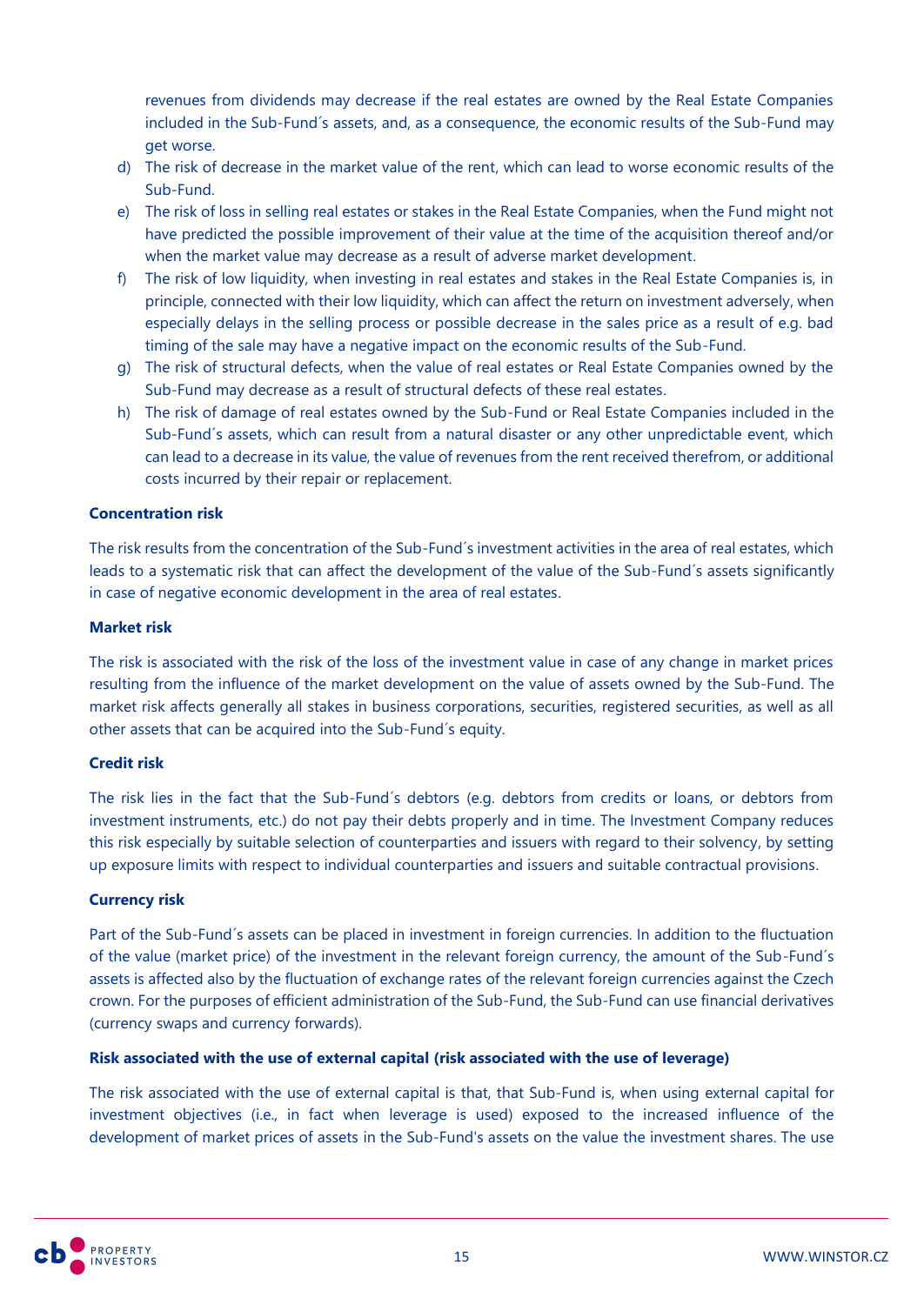revenues from dividends may decrease if the real estates are owned by the Real Estate Companies included in the Sub-Fund´s assets, and, as a consequence, the economic results of the Sub-Fund may get worse.

d) The risk of decrease in the market value of the rent, which can lead to worse economic results of the Sub-Fund.

e) The risk of loss in selling real estates or stakes in the Real Estate Companies, when the Fund might not have predicted the possible improvement of their value at the time of the acquisition thereof and/or when the market value may decrease as a result of adverse market development.

f) The risk of low liquidity, when investing in real estates and stakes in the Real Estate Companies is, in principle, connected with their low liquidity, which can affect the return on investment adversely, when especially delays in the selling process or possible decrease in the sales price as a result of e.g. bad timing of the sale may have a negative impact on the economic results of the Sub-Fund.

g) The risk of structural defects, when the value of real estates or Real Estate Companies owned by the Sub-Fund may decrease as a result of structural defects of these real estates.

h) The risk of damage of real estates owned by the Sub-Fund or Real Estate Companies included in the Sub-Fund´s assets, which can result from a natural disaster or any other unpredictable event, which can lead to a decrease in its value, the value of revenues from the rent received therefrom, or additional costs incurred by their repair or replacement.

**Concentration risk**

The risk results from the concentration of the Sub-Fund´s investment activities in the area of real estates, which leads to a systematic risk that can affect the development of the value of the Sub-Fund´s assets significantly in case of negative economic development in the area of real estates.

**Market risk**

The risk is associated with the risk of the loss of the investment value in case of any change in market prices resulting from the influence of the market development on the value of assets owned by the Sub-Fund. The market risk affects generally all stakes in business corporations, securities, registered securities, as well as all other assets that can be acquired into the Sub-Fund´s equity.

**Credit risk**

The risk lies in the fact that the Sub-Fund´s debtors (e.g. debtors from credits or loans, or debtors from investment instruments, etc.) do not pay their debts properly and in time. The Investment Company reduces this risk especially by suitable selection of counterparties and issuers with regard to their solvency, by setting up exposure limits with respect to individual counterparties and issuers and suitable contractual provisions.

**Currency risk**

Part of the Sub-Fund´s assets can be placed in investment in foreign currencies. In addition to the fluctuation of the value (market price) of the investment in the relevant foreign currency, the amount of the Sub-Fund´s assets is affected also by the fluctuation of exchange rates of the relevant foreign currencies against the Czech crown. For the purposes of efficient administration of the Sub-Fund, the Sub-Fund can use financial derivatives (currency swaps and currency forwards).

**Risk associated with the use of external capital (risk associated with the use of leverage)**

The risk associated with the use of external capital is that, that Sub-Fund is, when using external capital for investment objectives (i.e., in fact when leverage is used) exposed to the increased influence of the development of market prices of assets in the Sub-Fund's assets on the value the investment shares. The use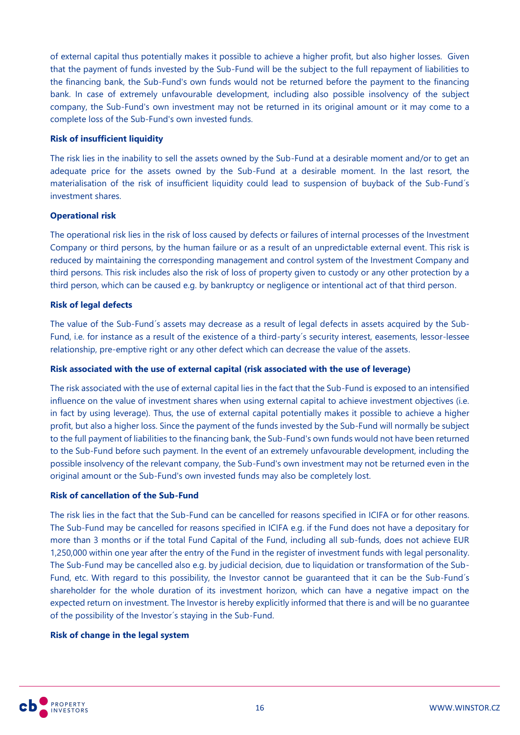of external capital thus potentially makes it possible to achieve a higher profit, but also higher losses. Given that the payment of funds invested by the Sub-Fund will be the subject to the full repayment of liabilities to the financing bank, the Sub-Fund's own funds would not be returned before the payment to the financing bank. In case of extremely unfavourable development, including also possible insolvency of the subject company, the Sub-Fund's own investment may not be returned in its original amount or it may come to a complete loss of the Sub-Fund's own invested funds.

**Risk of insufficient liquidity**

The risk lies in the inability to sell the assets owned by the Sub-Fund at a desirable moment and/or to get an adequate price for the assets owned by the Sub-Fund at a desirable moment. In the last resort, the materialisation of the risk of insufficient liquidity could lead to suspension of buyback of the Sub-Fund´s investment shares.

**Operational risk**

The operational risk lies in the risk of loss caused by defects or failures of internal processes of the Investment Company or third persons, by the human failure or as a result of an unpredictable external event. This risk is reduced by maintaining the corresponding management and control system of the Investment Company and third persons. This risk includes also the risk of loss of property given to custody or any other protection by a third person, which can be caused e.g. by bankruptcy or negligence or intentional act of that third person.

**Risk of legal defects**

The value of the Sub-Fund´s assets may decrease as a result of legal defects in assets acquired by the Sub-Fund, i.e. for instance as a result of the existence of a third-party´s security interest, easements, lessor-lessee relationship, pre-emptive right or any other defect which can decrease the value of the assets.

**Risk associated with the use of external capital (risk associated with the use of leverage)**

The risk associated with the use of external capital lies in the fact that the Sub-Fund is exposed to an intensified influence on the value of investment shares when using external capital to achieve investment objectives (i.e. in fact by using leverage). Thus, the use of external capital potentially makes it possible to achieve a higher profit, but also a higher loss. Since the payment of the funds invested by the Sub-Fund will normally be subject to the full payment of liabilities to the financing bank, the Sub-Fund's own funds would not have been returned to the Sub-Fund before such payment. In the event of an extremely unfavourable development, including the possible insolvency of the relevant company, the Sub-Fund's own investment may not be returned even in the original amount or the Sub-Fund's own invested funds may also be completely lost.

**Risk of cancellation of the Sub-Fund**

The risk lies in the fact that the Sub-Fund can be cancelled for reasons specified in ICIFA or for other reasons. The Sub-Fund may be cancelled for reasons specified in ICIFA e.g. if the Fund does not have a depositary for more than 3 months or if the total Fund Capital of the Fund, including all sub-funds, does not achieve EUR 1,250,000 within one year after the entry of the Fund in the register of investment funds with legal personality. The Sub-Fund may be cancelled also e.g. by judicial decision, due to liquidation or transformation of the Sub-Fund, etc. With regard to this possibility, the Investor cannot be guaranteed that it can be the Sub-Fund´s shareholder for the whole duration of its investment horizon, which can have a negative impact on the expected return on investment. The Investor is hereby explicitly informed that there is and will be no guarantee of the possibility of the Investor´s staying in the Sub-Fund.

**Risk of change in the legal system**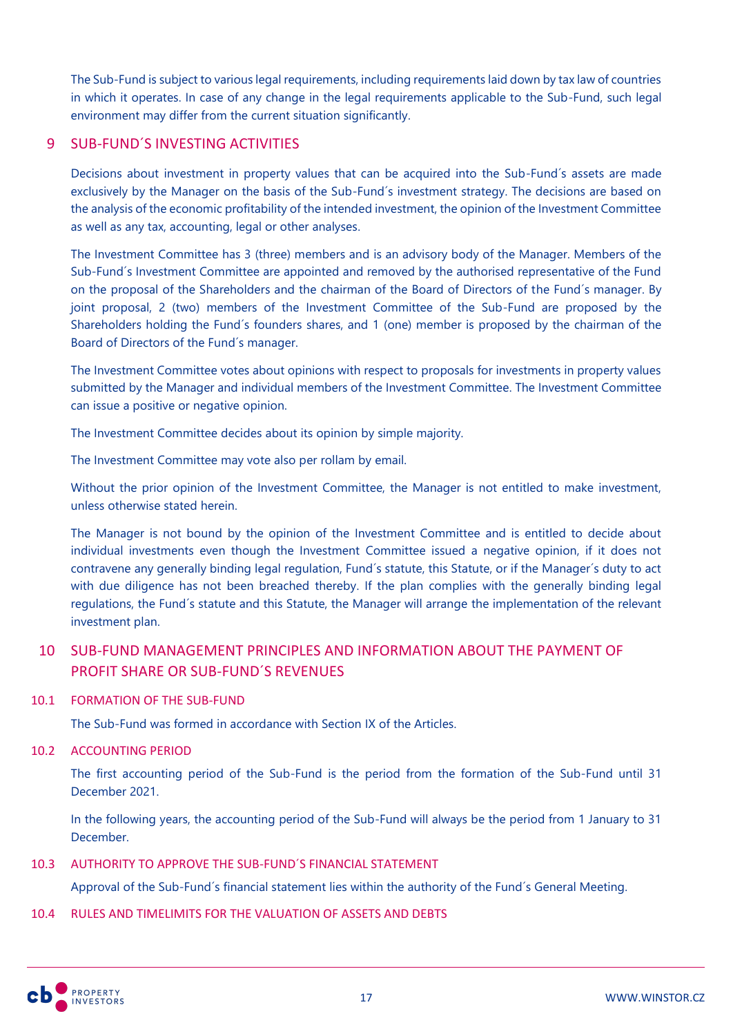The Sub-Fund is subject to various legal requirements, including requirements laid down by tax law of countries in which it operates. In case of any change in the legal requirements applicable to the Sub-Fund, such legal environment may differ from the current situation significantly.

## 9 SUB-FUND´S INVESTING ACTIVITIES

Decisions about investment in property values that can be acquired into the Sub-Fund´s assets are made exclusively by the Manager on the basis of the Sub-Fund´s investment strategy. The decisions are based on the analysis of the economic profitability of the intended investment, the opinion of the Investment Committee as well as any tax, accounting, legal or other analyses.

The Investment Committee has 3 (three) members and is an advisory body of the Manager. Members of the Sub-Fund´s Investment Committee are appointed and removed by the authorised representative of the Fund on the proposal of the Shareholders and the chairman of the Board of Directors of the Fund´s manager. By joint proposal, 2 (two) members of the Investment Committee of the Sub-Fund are proposed by the Shareholders holding the Fund´s founders shares, and 1 (one) member is proposed by the chairman of the Board of Directors of the Fund´s manager.

The Investment Committee votes about opinions with respect to proposals for investments in property values submitted by the Manager and individual members of the Investment Committee. The Investment Committee can issue a positive or negative opinion.

The Investment Committee decides about its opinion by simple majority.

The Investment Committee may vote also per rollam by email.

Without the prior opinion of the Investment Committee, the Manager is not entitled to make investment, unless otherwise stated herein.

The Manager is not bound by the opinion of the Investment Committee and is entitled to decide about individual investments even though the Investment Committee issued a negative opinion, if it does not contravene any generally binding legal regulation, Fund´s statute, this Statute, or if the Manager´s duty to act with due diligence has not been breached thereby. If the plan complies with the generally binding legal regulations, the Fund´s statute and this Statute, the Manager will arrange the implementation of the relevant investment plan.

## 10 SUB-FUND MANAGEMENT PRINCIPLES AND INFORMATION ABOUT THE PAYMENT OF PROFIT SHARE OR SUB-FUND´S REVENUES

### 10.1 FORMATION OF THE SUB-FUND

The Sub-Fund was formed in accordance with Section IX of the Articles.

### 10.2 ACCOUNTING PERIOD

The first accounting period of the Sub-Fund is the period from the formation of the Sub-Fund until 31 December 2021.

In the following years, the accounting period of the Sub-Fund will always be the period from 1 January to 31 December.

### 10.3 AUTHORITY TO APPROVE THE SUB-FUND´S FINANCIAL STATEMENT

Approval of the Sub-Fund´s financial statement lies within the authority of the Fund´s General Meeting.

### 10.4 RULES AND TIMELIMITS FOR THE VALUATION OF ASSETS AND DEBTS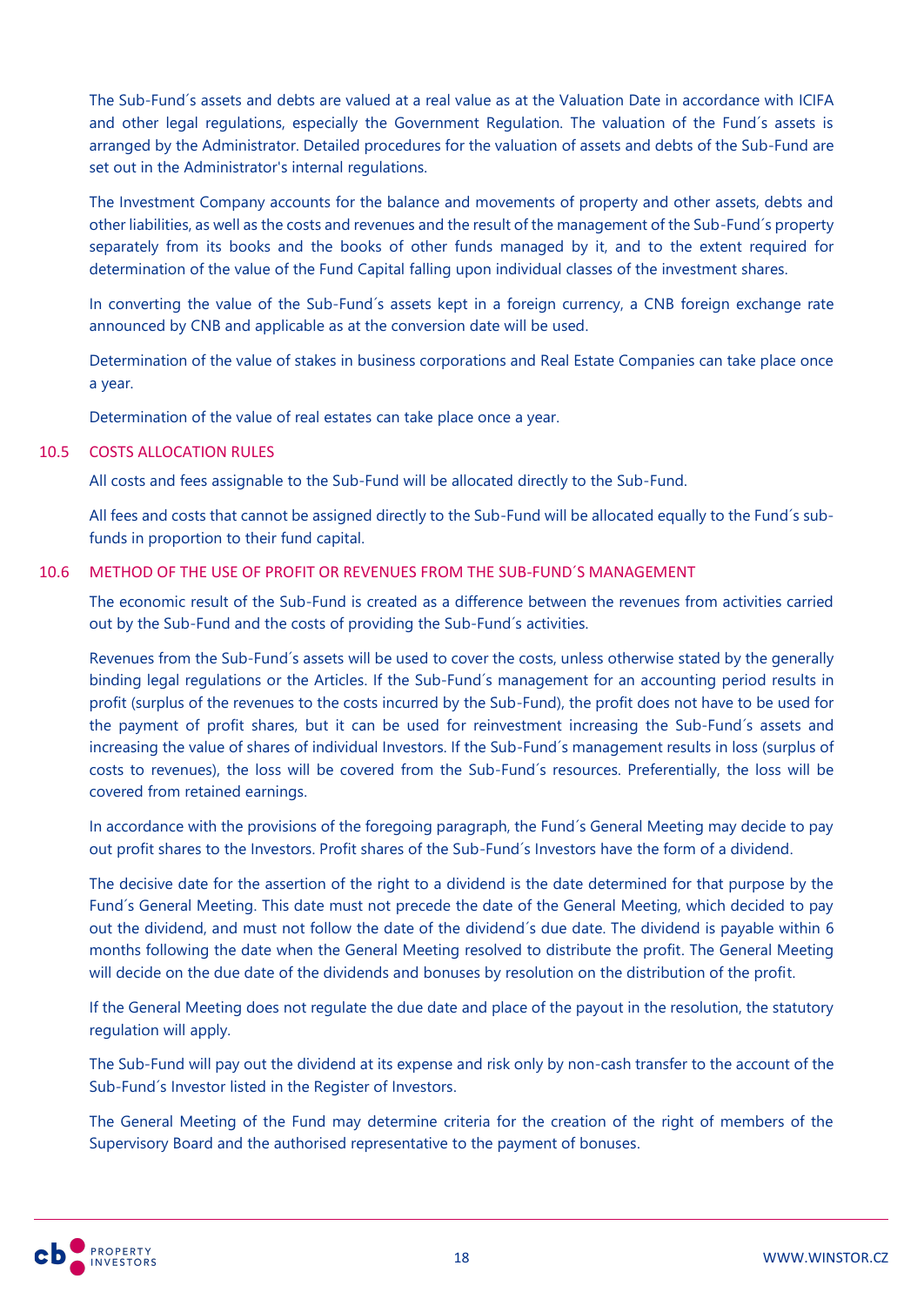The Sub-Fund´s assets and debts are valued at a real value as at the Valuation Date in accordance with ICIFA and other legal regulations, especially the Government Regulation. The valuation of the Fund´s assets is arranged by the Administrator. Detailed procedures for the valuation of assets and debts of the Sub-Fund are set out in the Administrator's internal regulations.

The Investment Company accounts for the balance and movements of property and other assets, debts and other liabilities, as well as the costs and revenues and the result of the management of the Sub-Fund´s property separately from its books and the books of other funds managed by it, and to the extent required for determination of the value of the Fund Capital falling upon individual classes of the investment shares.

In converting the value of the Sub-Fund´s assets kept in a foreign currency, a CNB foreign exchange rate announced by CNB and applicable as at the conversion date will be used.

Determination of the value of stakes in business corporations and Real Estate Companies can take place once a year.

Determination of the value of real estates can take place once a year.

## 10.5 COSTS ALLOCATION RULES

All costs and fees assignable to the Sub-Fund will be allocated directly to the Sub-Fund.

All fees and costs that cannot be assigned directly to the Sub-Fund will be allocated equally to the Fund´s sub-funds in proportion to their fund capital.

## 10.6 METHOD OF THE USE OF PROFIT OR REVENUES FROM THE SUB-FUND´S MANAGEMENT

The economic result of the Sub-Fund is created as a difference between the revenues from activities carried out by the Sub-Fund and the costs of providing the Sub-Fund´s activities.

Revenues from the Sub-Fund´s assets will be used to cover the costs, unless otherwise stated by the generally binding legal regulations or the Articles. If the Sub-Fund´s management for an accounting period results in profit (surplus of the revenues to the costs incurred by the Sub-Fund), the profit does not have to be used for the payment of profit shares, but it can be used for reinvestment increasing the Sub-Fund´s assets and increasing the value of shares of individual Investors. If the Sub-Fund´s management results in loss (surplus of costs to revenues), the loss will be covered from the Sub-Fund´s resources. Preferentially, the loss will be covered from retained earnings.

In accordance with the provisions of the foregoing paragraph, the Fund´s General Meeting may decide to pay out profit shares to the Investors. Profit shares of the Sub-Fund´s Investors have the form of a dividend.

The decisive date for the assertion of the right to a dividend is the date determined for that purpose by the Fund´s General Meeting. This date must not precede the date of the General Meeting, which decided to pay out the dividend, and must not follow the date of the dividend´s due date. The dividend is payable within 6 months following the date when the General Meeting resolved to distribute the profit. The General Meeting will decide on the due date of the dividends and bonuses by resolution on the distribution of the profit.

If the General Meeting does not regulate the due date and place of the payout in the resolution, the statutory regulation will apply.

The Sub-Fund will pay out the dividend at its expense and risk only by non-cash transfer to the account of the Sub-Fund´s Investor listed in the Register of Investors.

The General Meeting of the Fund may determine criteria for the creation of the right of members of the Supervisory Board and the authorised representative to the payment of bonuses.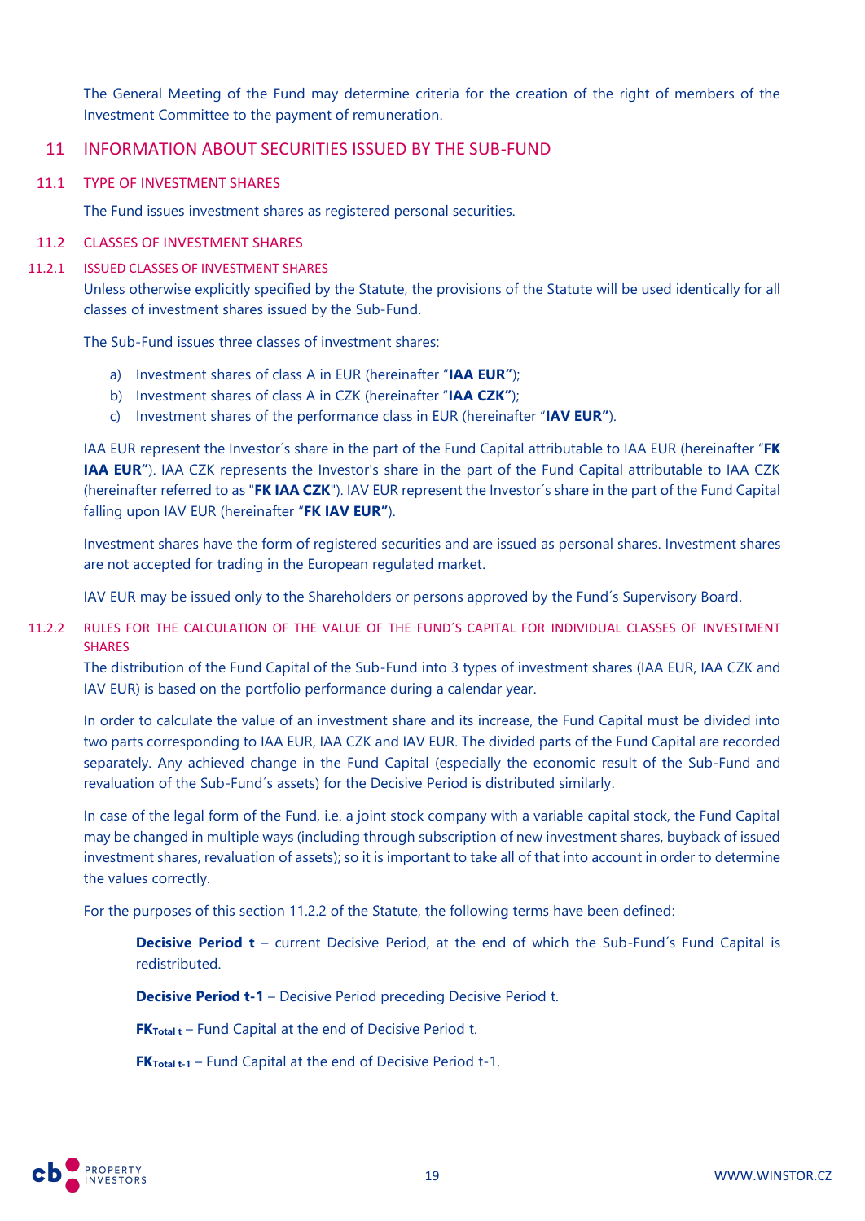The General Meeting of the Fund may determine criteria for the creation of the right of members of the Investment Committee to the payment of remuneration.

# 11 INFORMATION ABOUT SECURITIES ISSUED BY THE SUB-FUND

## 11.1 TYPE OF INVESTMENT SHARES

The Fund issues investment shares as registered personal securities.

## 11.2 CLASSES OF INVESTMENT SHARES

### 11.2.1 ISSUED CLASSES OF INVESTMENT SHARES

Unless otherwise explicitly specified by the Statute, the provisions of the Statute will be used identically for all classes of investment shares issued by the Sub-Fund.

The Sub-Fund issues three classes of investment shares:

a) Investment shares of class A in EUR (hereinafter "**IAA EUR"**);
b) Investment shares of class A in CZK (hereinafter "**IAA CZK"**);
c) Investment shares of the performance class in EUR (hereinafter "**IAV EUR"**).

IAA EUR represent the Investor´s share in the part of the Fund Capital attributable to IAA EUR (hereinafter "**FK IAA EUR"**). IAA CZK represents the Investor's share in the part of the Fund Capital attributable to IAA CZK (hereinafter referred to as "**FK IAA CZK**"). IAV EUR represent the Investor´s share in the part of the Fund Capital falling upon IAV EUR (hereinafter "**FK IAV EUR"**).

Investment shares have the form of registered securities and are issued as personal shares. Investment shares are not accepted for trading in the European regulated market.

IAV EUR may be issued only to the Shareholders or persons approved by the Fund´s Supervisory Board.

### 11.2.2 RULES FOR THE CALCULATION OF THE VALUE OF THE FUND´S CAPITAL FOR INDIVIDUAL CLASSES OF INVESTMENT SHARES

The distribution of the Fund Capital of the Sub-Fund into 3 types of investment shares (IAA EUR, IAA CZK and IAV EUR) is based on the portfolio performance during a calendar year.

In order to calculate the value of an investment share and its increase, the Fund Capital must be divided into two parts corresponding to IAA EUR, IAA CZK and IAV EUR. The divided parts of the Fund Capital are recorded separately. Any achieved change in the Fund Capital (especially the economic result of the Sub-Fund and revaluation of the Sub-Fund´s assets) for the Decisive Period is distributed similarly.

In case of the legal form of the Fund, i.e. a joint stock company with a variable capital stock, the Fund Capital may be changed in multiple ways (including through subscription of new investment shares, buyback of issued investment shares, revaluation of assets); so it is important to take all of that into account in order to determine the values correctly.

For the purposes of this section 11.2.2 of the Statute, the following terms have been defined:

**Decisive Period t** – current Decisive Period, at the end of which the Sub-Fund´s Fund Capital is redistributed.

**Decisive Period t-1** – Decisive Period preceding Decisive Period t.

$\mathbf{FK_{Total\ t}}$ – Fund Capital at the end of Decisive Period t.

$\mathbf{FK_{Total\ t-1}}$ – Fund Capital at the end of Decisive Period t-1.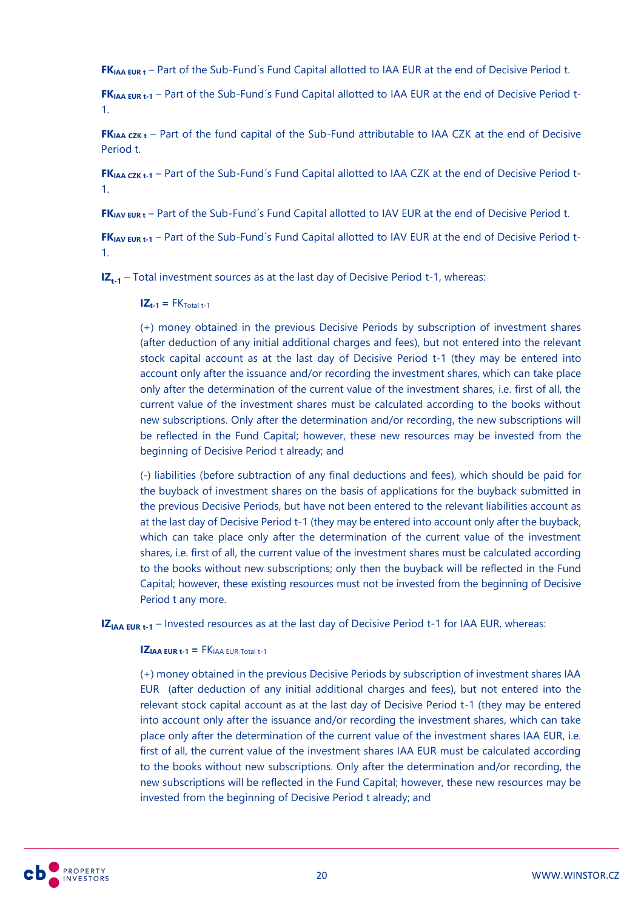**$FK_{IAA\ EUR\ t}$** – Part of the Sub-Fund´s Fund Capital allotted to IAA EUR at the end of Decisive Period t.

**$FK_{IAA\ EUR\ t-1}$** – Part of the Sub-Fund´s Fund Capital allotted to IAA EUR at the end of Decisive Period t-1.

**$FK_{IAA\ CZK\ t}$** – Part of the fund capital of the Sub-Fund attributable to IAA CZK at the end of Decisive Period t.

**$FK_{IAA\ CZK\ t-1}$** – Part of the Sub-Fund´s Fund Capital allotted to IAA CZK at the end of Decisive Period t-1.

**$FK_{IAV\ EUR\ t}$** – Part of the Sub-Fund´s Fund Capital allotted to IAV EUR at the end of Decisive Period t.

**$FK_{IAV\ EUR\ t-1}$** – Part of the Sub-Fund´s Fund Capital allotted to IAV EUR at the end of Decisive Period t-1.

**$IZ_{t-1}$** – Total investment sources as at the last day of Decisive Period t-1, whereas:

> **$IZ_{t-1}$ =** $FK_{Total\ t-1}$
>
> (+) money obtained in the previous Decisive Periods by subscription of investment shares (after deduction of any initial additional charges and fees), but not entered into the relevant stock capital account as at the last day of Decisive Period t-1 (they may be entered into account only after the issuance and/or recording the investment shares, which can take place only after the determination of the current value of the investment shares, i.e. first of all, the current value of the investment shares must be calculated according to the books without new subscriptions. Only after the determination and/or recording, the new subscriptions will be reflected in the Fund Capital; however, these new resources may be invested from the beginning of Decisive Period t already; and
>
> (-) liabilities (before subtraction of any final deductions and fees), which should be paid for the buyback of investment shares on the basis of applications for the buyback submitted in the previous Decisive Periods, but have not been entered to the relevant liabilities account as at the last day of Decisive Period t-1 (they may be entered into account only after the buyback, which can take place only after the determination of the current value of the investment shares, i.e. first of all, the current value of the investment shares must be calculated according to the books without new subscriptions; only then the buyback will be reflected in the Fund Capital; however, these existing resources must not be invested from the beginning of Decisive Period t any more.

**$IZ_{IAA\ EUR\ t-1}$** – Invested resources as at the last day of Decisive Period t-1 for IAA EUR, whereas:

> **$IZ_{IAA\ EUR\ t-1}$ =** $FK_{IAA\ EUR\ Total\ t-1}$
>
> (+) money obtained in the previous Decisive Periods by subscription of investment shares IAA EUR (after deduction of any initial additional charges and fees), but not entered into the relevant stock capital account as at the last day of Decisive Period t-1 (they may be entered into account only after the issuance and/or recording the investment shares, which can take place only after the determination of the current value of the investment shares IAA EUR, i.e. first of all, the current value of the investment shares IAA EUR must be calculated according to the books without new subscriptions. Only after the determination and/or recording, the new subscriptions will be reflected in the Fund Capital; however, these new resources may be invested from the beginning of Decisive Period t already; and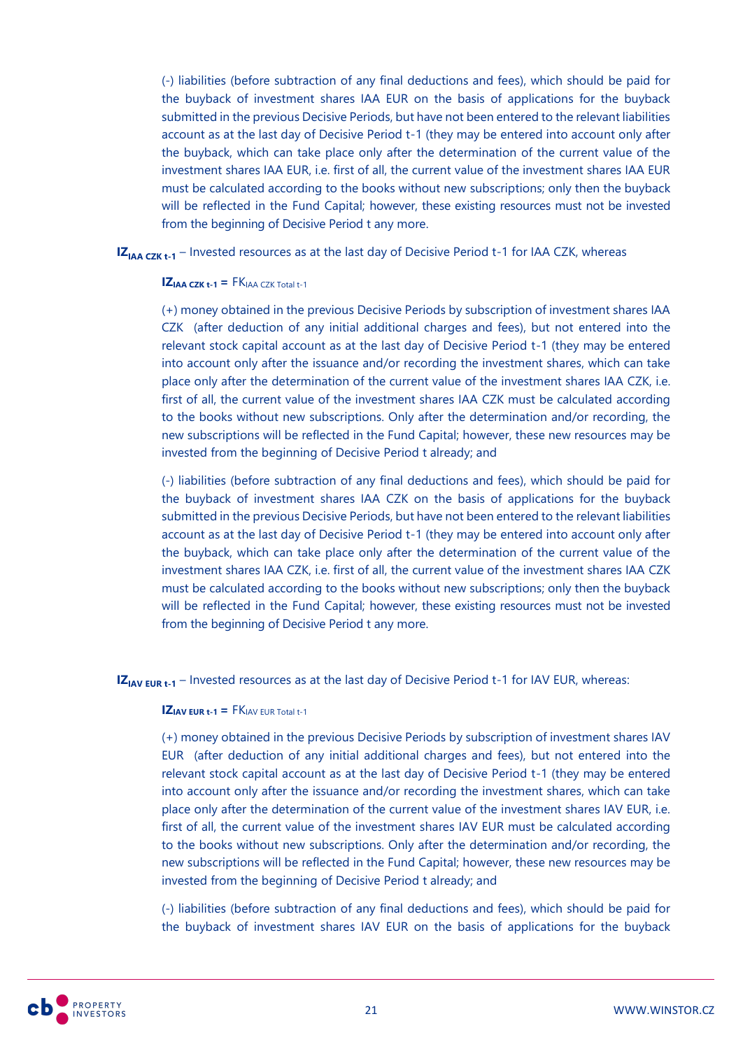(-) liabilities (before subtraction of any final deductions and fees), which should be paid for the buyback of investment shares IAA EUR on the basis of applications for the buyback submitted in the previous Decisive Periods, but have not been entered to the relevant liabilities account as at the last day of Decisive Period t-1 (they may be entered into account only after the buyback, which can take place only after the determination of the current value of the investment shares IAA EUR, i.e. first of all, the current value of the investment shares IAA EUR must be calculated according to the books without new subscriptions; only then the buyback will be reflected in the Fund Capital; however, these existing resources must not be invested from the beginning of Decisive Period t any more.

$\mathbf{IZ_{IAA\ CZK\ t-1}}$ – Invested resources as at the last day of Decisive Period t-1 for IAA CZK, whereas

$\mathbf{IZ_{IAA\ CZK\ t-1}} = FK_{IAA\ CZK\ Total\ t-1}$

(+) money obtained in the previous Decisive Periods by subscription of investment shares IAA CZK (after deduction of any initial additional charges and fees), but not entered into the relevant stock capital account as at the last day of Decisive Period t-1 (they may be entered into account only after the issuance and/or recording the investment shares, which can take place only after the determination of the current value of the investment shares IAA CZK, i.e. first of all, the current value of the investment shares IAA CZK must be calculated according to the books without new subscriptions. Only after the determination and/or recording, the new subscriptions will be reflected in the Fund Capital; however, these new resources may be invested from the beginning of Decisive Period t already; and

(-) liabilities (before subtraction of any final deductions and fees), which should be paid for the buyback of investment shares IAA CZK on the basis of applications for the buyback submitted in the previous Decisive Periods, but have not been entered to the relevant liabilities account as at the last day of Decisive Period t-1 (they may be entered into account only after the buyback, which can take place only after the determination of the current value of the investment shares IAA CZK, i.e. first of all, the current value of the investment shares IAA CZK must be calculated according to the books without new subscriptions; only then the buyback will be reflected in the Fund Capital; however, these existing resources must not be invested from the beginning of Decisive Period t any more.

$\mathbf{IZ_{IAV\ EUR\ t-1}}$ – Invested resources as at the last day of Decisive Period t-1 for IAV EUR, whereas:

$\mathbf{IZ_{IAV\ EUR\ t-1}} = FK_{IAV\ EUR\ Total\ t-1}$

(+) money obtained in the previous Decisive Periods by subscription of investment shares IAV EUR (after deduction of any initial additional charges and fees), but not entered into the relevant stock capital account as at the last day of Decisive Period t-1 (they may be entered into account only after the issuance and/or recording the investment shares, which can take place only after the determination of the current value of the investment shares IAV EUR, i.e. first of all, the current value of the investment shares IAV EUR must be calculated according to the books without new subscriptions. Only after the determination and/or recording, the new subscriptions will be reflected in the Fund Capital; however, these new resources may be invested from the beginning of Decisive Period t already; and

(-) liabilities (before subtraction of any final deductions and fees), which should be paid for the buyback of investment shares IAV EUR on the basis of applications for the buyback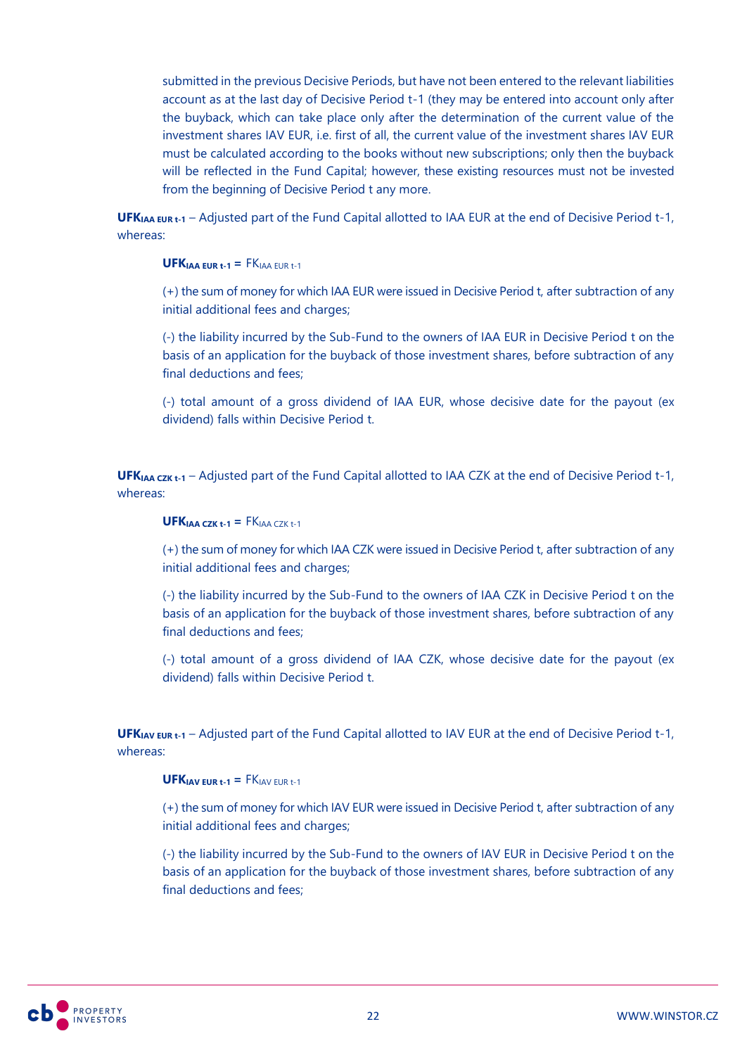submitted in the previous Decisive Periods, but have not been entered to the relevant liabilities account as at the last day of Decisive Period t-1 (they may be entered into account only after the buyback, which can take place only after the determination of the current value of the investment shares IAV EUR, i.e. first of all, the current value of the investment shares IAV EUR must be calculated according to the books without new subscriptions; only then the buyback will be reflected in the Fund Capital; however, these existing resources must not be invested from the beginning of Decisive Period t any more.

$\mathbf{UFK_{IAA\ EUR\ t-1}}$ – Adjusted part of the Fund Capital allotted to IAA EUR at the end of Decisive Period t-1, whereas:

$\mathbf{UFK_{IAA\ EUR\ t-1}} = FK_{IAA\ EUR\ t-1}$

(+) the sum of money for which IAA EUR were issued in Decisive Period t, after subtraction of any initial additional fees and charges;

(-) the liability incurred by the Sub-Fund to the owners of IAA EUR in Decisive Period t on the basis of an application for the buyback of those investment shares, before subtraction of any final deductions and fees;

(-) total amount of a gross dividend of IAA EUR, whose decisive date for the payout (ex dividend) falls within Decisive Period t.

$\mathbf{UFK_{IAA\ CZK\ t-1}}$ – Adjusted part of the Fund Capital allotted to IAA CZK at the end of Decisive Period t-1, whereas:

$\mathbf{UFK_{IAA\ CZK\ t-1}} = FK_{IAA\ CZK\ t-1}$

(+) the sum of money for which IAA CZK were issued in Decisive Period t, after subtraction of any initial additional fees and charges;

(-) the liability incurred by the Sub-Fund to the owners of IAA CZK in Decisive Period t on the basis of an application for the buyback of those investment shares, before subtraction of any final deductions and fees;

(-) total amount of a gross dividend of IAA CZK, whose decisive date for the payout (ex dividend) falls within Decisive Period t.

$\mathbf{UFK_{IAV\ EUR\ t-1}}$ – Adjusted part of the Fund Capital allotted to IAV EUR at the end of Decisive Period t-1, whereas:

$\mathbf{UFK_{IAV\ EUR\ t-1}} = FK_{IAV\ EUR\ t-1}$

(+) the sum of money for which IAV EUR were issued in Decisive Period t, after subtraction of any initial additional fees and charges;

(-) the liability incurred by the Sub-Fund to the owners of IAV EUR in Decisive Period t on the basis of an application for the buyback of those investment shares, before subtraction of any final deductions and fees;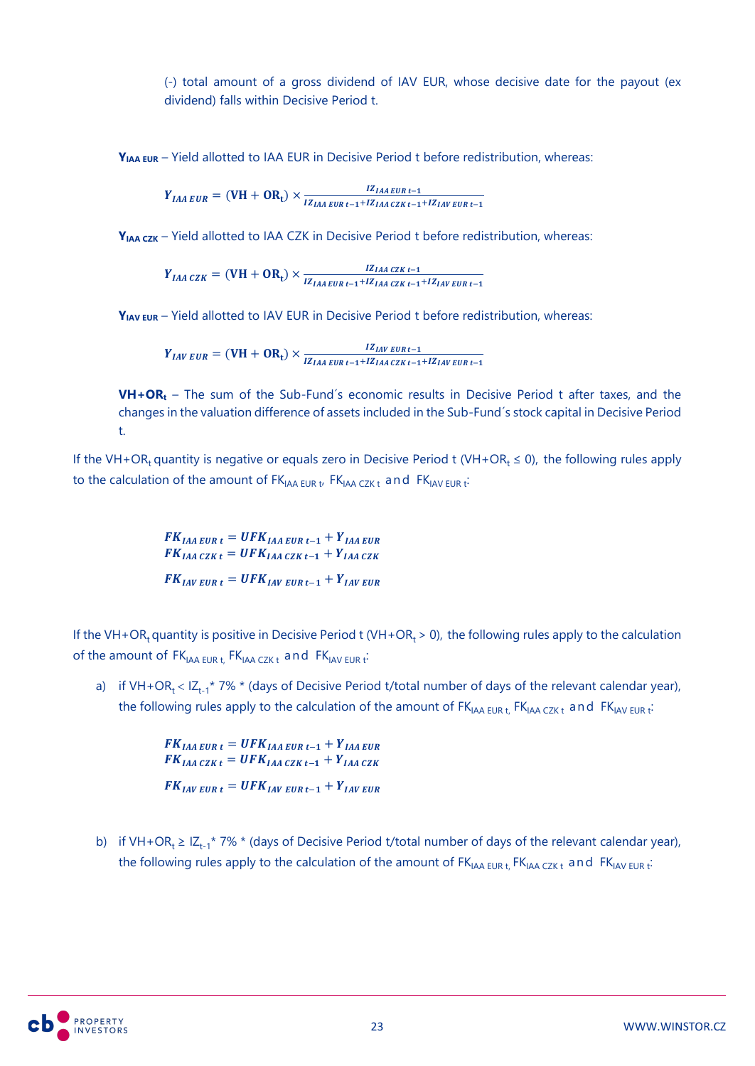(-) total amount of a gross dividend of IAV EUR, whose decisive date for the payout (ex dividend) falls within Decisive Period t.

**$Y_{IAA\ EUR}$** – Yield allotted to IAA EUR in Decisive Period t before redistribution, whereas:

$$Y_{IAA\ EUR} = (\mathbf{VH} + \mathbf{OR_t}) \times \frac{IZ_{IAA\ EUR\ t-1}}{IZ_{IAA\ EUR\ t-1} + IZ_{IAA\ CZK\ t-1} + IZ_{IAV\ EUR\ t-1}}$$

**$Y_{IAA\ CZK}$** – Yield allotted to IAA CZK in Decisive Period t before redistribution, whereas:

$$Y_{IAA\ CZK} = (\mathbf{VH} + \mathbf{OR_t}) \times \frac{IZ_{IAA\ CZK\ t-1}}{IZ_{IAA\ EUR\ t-1} + IZ_{IAA\ CZK\ t-1} + IZ_{IAV\ EUR\ t-1}}$$

**$Y_{IAV\ EUR}$** – Yield allotted to IAV EUR in Decisive Period t before redistribution, whereas:

$$Y_{IAV\ EUR} = (\mathbf{VH} + \mathbf{OR_t}) \times \frac{IZ_{IAV\ EUR\ t-1}}{IZ_{IAA\ EUR\ t-1} + IZ_{IAA\ CZK\ t-1} + IZ_{IAV\ EUR\ t-1}}$$

**$VH+OR_t$** – The sum of the Sub-Fund´s economic results in Decisive Period t after taxes, and the changes in the valuation difference of assets included in the Sub-Fund´s stock capital in Decisive Period t.

If the $VH+OR_t$ quantity is negative or equals zero in Decisive Period t ($VH+OR_t \leq 0$), the following rules apply to the calculation of the amount of $FK_{IAA\ EUR\ t}$, $FK_{IAA\ CZK\ t}$ and $FK_{IAV\ EUR\ t}$:

$$FK_{IAA\ EUR\ t} = UFK_{IAA\ EUR\ t-1} + Y_{IAA\ EUR}$$
$$FK_{IAA\ CZK\ t} = UFK_{IAA\ CZK\ t-1} + Y_{IAA\ CZK}$$
$$FK_{IAV\ EUR\ t} = UFK_{IAV\ EUR\ t-1} + Y_{IAV\ EUR}$$

If the $VH+OR_t$ quantity is positive in Decisive Period t ($VH+OR_t > 0$), the following rules apply to the calculation of the amount of $FK_{IAA\ EUR\ t}$, $FK_{IAA\ CZK\ t}$ and $FK_{IAV\ EUR\ t}$:

a) if $VH+OR_t < IZ_{t-1} * 7\%$ * (days of Decisive Period t/total number of days of the relevant calendar year), the following rules apply to the calculation of the amount of $FK_{IAA\ EUR\ t}$, $FK_{IAA\ CZK\ t}$ and $FK_{IAV\ EUR\ t}$:

$$FK_{IAA\ EUR\ t} = UFK_{IAA\ EUR\ t-1} + Y_{IAA\ EUR}$$
$$FK_{IAA\ CZK\ t} = UFK_{IAA\ CZK\ t-1} + Y_{IAA\ CZK}$$
$$FK_{IAV\ EUR\ t} = UFK_{IAV\ EUR\ t-1} + Y_{IAV\ EUR}$$

b) if $VH+OR_t \geq IZ_{t-1} * 7\%$ * (days of Decisive Period t/total number of days of the relevant calendar year), the following rules apply to the calculation of the amount of $FK_{IAA\ EUR\ t}$, $FK_{IAA\ CZK\ t}$ and $FK_{IAV\ EUR\ t}$: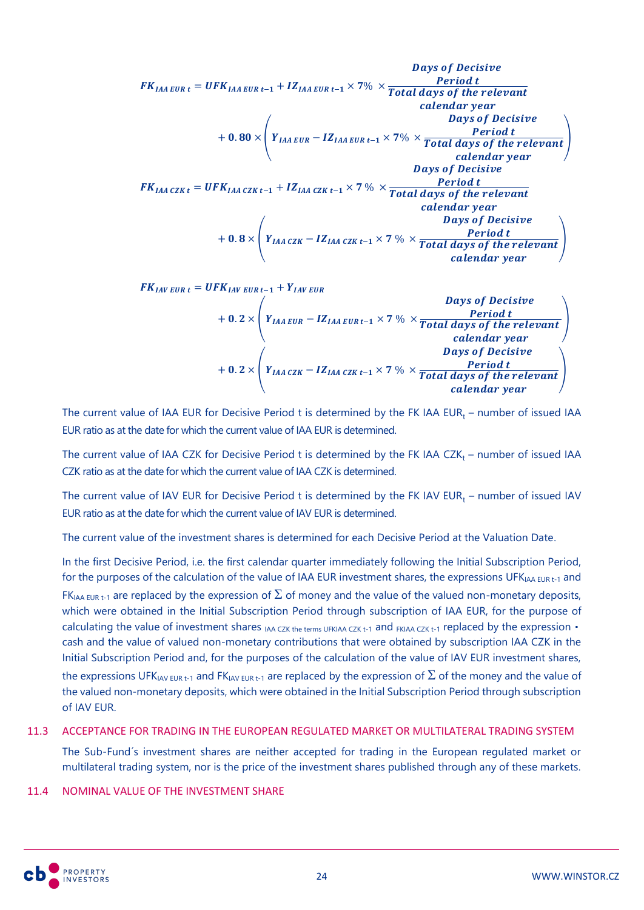$$FK_{IAA\,EUR\,t} = UFK_{IAA\,EUR\,t-1} + IZ_{IAA\,EUR\,t-1} \times 7\% \times \frac{\textit{Days of Decisive Period t}}{\textit{Total days of the relevant calendar year}} + 0.80 \times \left( Y_{IAA\,EUR} - IZ_{IAA\,EUR\,t-1} \times 7\% \times \frac{\textit{Days of Decisive Period t}}{\textit{Total days of the relevant calendar year}} \right)$$

$$FK_{IAA\,CZK\,t} = UFK_{IAA\,CZK\,t-1} + IZ_{IAA\,CZK\,t-1} \times 7\,\% \times \frac{\textit{Days of Decisive Period t}}{\textit{Total days of the relevant calendar year}} + 0.8 \times \left( Y_{IAA\,CZK} - IZ_{IAA\,CZK\,t-1} \times 7\,\% \times \frac{\textit{Days of Decisive Period t}}{\textit{Total days of the relevant calendar year}} \right)$$

$$FK_{IAV\,EUR\,t} = UFK_{IAV\,EUR\,t-1} + Y_{IAV\,EUR} + 0.2 \times \left( Y_{IAA\,EUR} - IZ_{IAA\,EUR\,t-1} \times 7\,\% \times \frac{\textit{Days of Decisive Period t}}{\textit{Total days of the relevant calendar year}} \right) + 0.2 \times \left( Y_{IAA\,CZK} - IZ_{IAA\,CZK\,t-1} \times 7\,\% \times \frac{\textit{Days of Decisive Period t}}{\textit{Total days of the relevant calendar year}} \right)$$

The current value of IAA EUR for Decisive Period t is determined by the FK IAA $EUR_t$ – number of issued IAA EUR ratio as at the date for which the current value of IAA EUR is determined.

The current value of IAA CZK for Decisive Period t is determined by the FK IAA $CZK_t$ – number of issued IAA CZK ratio as at the date for which the current value of IAA CZK is determined.

The current value of IAV EUR for Decisive Period t is determined by the FK IAV $EUR_t$ – number of issued IAV EUR ratio as at the date for which the current value of IAV EUR is determined.

The current value of the investment shares is determined for each Decisive Period at the Valuation Date.

In the first Decisive Period, i.e. the first calendar quarter immediately following the Initial Subscription Period, for the purposes of the calculation of the value of IAA EUR investment shares, the expressions $UFK_{IAA\,EUR\,t-1}$ and $FK_{IAA\,EUR\,t-1}$ are replaced by the expression of $\Sigma$ of money and the value of the valued non-monetary deposits, which were obtained in the Initial Subscription Period through subscription of IAA EUR, for the purpose of calculating the value of investment shares $_{IAA\,CZK}$ the terms $UFKIAA_{CZK\,t-1}$ and $FKIAA_{CZK\,t-1}$ replaced by the expression • cash and the value of valued non-monetary contributions that were obtained by subscription IAA CZK in the Initial Subscription Period and, for the purposes of the calculation of the value of IAV EUR investment shares, the expressions $UFK_{IAV\,EUR\,t-1}$ and $FK_{IAV\,EUR\,t-1}$ are replaced by the expression of $\Sigma$ of the money and the value of the valued non-monetary deposits, which were obtained in the Initial Subscription Period through subscription of IAV EUR.

## 11.3 ACCEPTANCE FOR TRADING IN THE EUROPEAN REGULATED MARKET OR MULTILATERAL TRADING SYSTEM

The Sub-Fund´s investment shares are neither accepted for trading in the European regulated market or multilateral trading system, nor is the price of the investment shares published through any of these markets.

## 11.4 NOMINAL VALUE OF THE INVESTMENT SHARE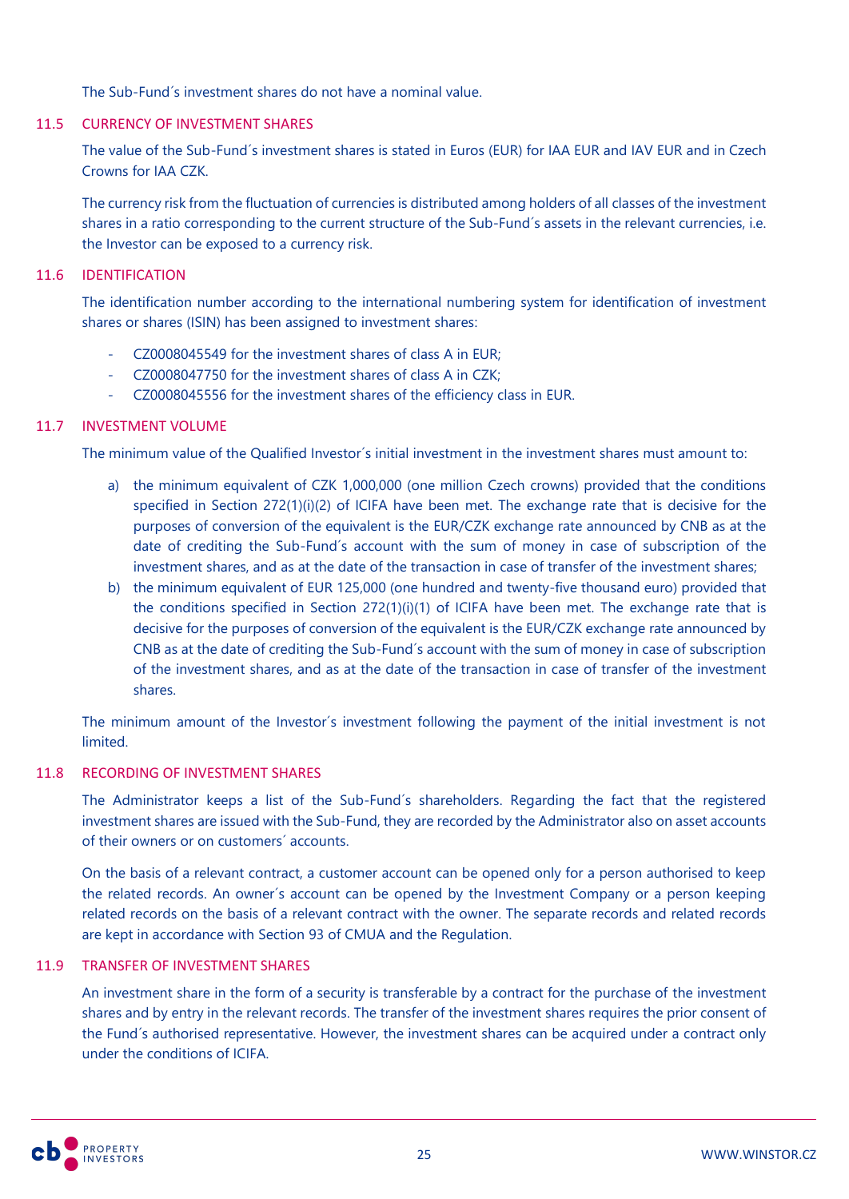The Sub-Fund´s investment shares do not have a nominal value.

## 11.5 CURRENCY OF INVESTMENT SHARES

The value of the Sub-Fund´s investment shares is stated in Euros (EUR) for IAA EUR and IAV EUR and in Czech Crowns for IAA CZK.

The currency risk from the fluctuation of currencies is distributed among holders of all classes of the investment shares in a ratio corresponding to the current structure of the Sub-Fund´s assets in the relevant currencies, i.e. the Investor can be exposed to a currency risk.

## 11.6 IDENTIFICATION

The identification number according to the international numbering system for identification of investment shares or shares (ISIN) has been assigned to investment shares:

- CZ0008045549 for the investment shares of class A in EUR;
- CZ0008047750 for the investment shares of class A in CZK;
- CZ0008045556 for the investment shares of the efficiency class in EUR.

## 11.7 INVESTMENT VOLUME

The minimum value of the Qualified Investor´s initial investment in the investment shares must amount to:

a) the minimum equivalent of CZK 1,000,000 (one million Czech crowns) provided that the conditions specified in Section 272(1)(i)(2) of ICIFA have been met. The exchange rate that is decisive for the purposes of conversion of the equivalent is the EUR/CZK exchange rate announced by CNB as at the date of crediting the Sub-Fund´s account with the sum of money in case of subscription of the investment shares, and as at the date of the transaction in case of transfer of the investment shares;
b) the minimum equivalent of EUR 125,000 (one hundred and twenty-five thousand euro) provided that the conditions specified in Section 272(1)(i)(1) of ICIFA have been met. The exchange rate that is decisive for the purposes of conversion of the equivalent is the EUR/CZK exchange rate announced by CNB as at the date of crediting the Sub-Fund´s account with the sum of money in case of subscription of the investment shares, and as at the date of the transaction in case of transfer of the investment shares.

The minimum amount of the Investor´s investment following the payment of the initial investment is not limited.

## 11.8 RECORDING OF INVESTMENT SHARES

The Administrator keeps a list of the Sub-Fund´s shareholders. Regarding the fact that the registered investment shares are issued with the Sub-Fund, they are recorded by the Administrator also on asset accounts of their owners or on customers´ accounts.

On the basis of a relevant contract, a customer account can be opened only for a person authorised to keep the related records. An owner´s account can be opened by the Investment Company or a person keeping related records on the basis of a relevant contract with the owner. The separate records and related records are kept in accordance with Section 93 of CMUA and the Regulation.

## 11.9 TRANSFER OF INVESTMENT SHARES

An investment share in the form of a security is transferable by a contract for the purchase of the investment shares and by entry in the relevant records. The transfer of the investment shares requires the prior consent of the Fund´s authorised representative. However, the investment shares can be acquired under a contract only under the conditions of ICIFA.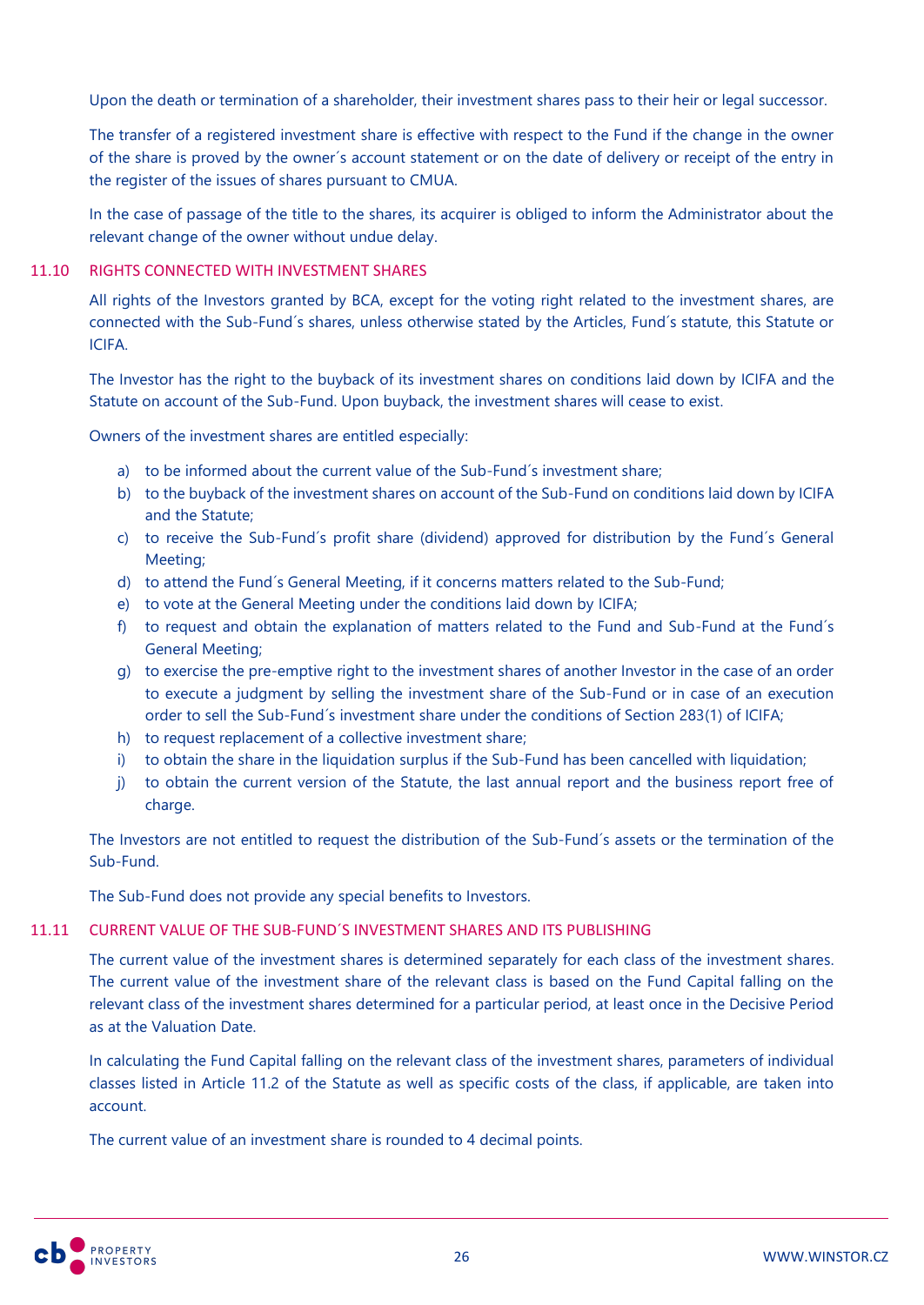Upon the death or termination of a shareholder, their investment shares pass to their heir or legal successor.

The transfer of a registered investment share is effective with respect to the Fund if the change in the owner of the share is proved by the owner´s account statement or on the date of delivery or receipt of the entry in the register of the issues of shares pursuant to CMUA.

In the case of passage of the title to the shares, its acquirer is obliged to inform the Administrator about the relevant change of the owner without undue delay.

## 11.10 RIGHTS CONNECTED WITH INVESTMENT SHARES

All rights of the Investors granted by BCA, except for the voting right related to the investment shares, are connected with the Sub-Fund´s shares, unless otherwise stated by the Articles, Fund´s statute, this Statute or ICIFA.

The Investor has the right to the buyback of its investment shares on conditions laid down by ICIFA and the Statute on account of the Sub-Fund. Upon buyback, the investment shares will cease to exist.

Owners of the investment shares are entitled especially:

a) to be informed about the current value of the Sub-Fund´s investment share;
b) to the buyback of the investment shares on account of the Sub-Fund on conditions laid down by ICIFA and the Statute;
c) to receive the Sub-Fund´s profit share (dividend) approved for distribution by the Fund´s General Meeting;
d) to attend the Fund´s General Meeting, if it concerns matters related to the Sub-Fund;
e) to vote at the General Meeting under the conditions laid down by ICIFA;
f) to request and obtain the explanation of matters related to the Fund and Sub-Fund at the Fund´s General Meeting;
g) to exercise the pre-emptive right to the investment shares of another Investor in the case of an order to execute a judgment by selling the investment share of the Sub-Fund or in case of an execution order to sell the Sub-Fund´s investment share under the conditions of Section 283(1) of ICIFA;
h) to request replacement of a collective investment share;
i) to obtain the share in the liquidation surplus if the Sub-Fund has been cancelled with liquidation;
j) to obtain the current version of the Statute, the last annual report and the business report free of charge.

The Investors are not entitled to request the distribution of the Sub-Fund´s assets or the termination of the Sub-Fund.

The Sub-Fund does not provide any special benefits to Investors.

## 11.11 CURRENT VALUE OF THE SUB-FUND´S INVESTMENT SHARES AND ITS PUBLISHING

The current value of the investment shares is determined separately for each class of the investment shares. The current value of the investment share of the relevant class is based on the Fund Capital falling on the relevant class of the investment shares determined for a particular period, at least once in the Decisive Period as at the Valuation Date.

In calculating the Fund Capital falling on the relevant class of the investment shares, parameters of individual classes listed in Article 11.2 of the Statute as well as specific costs of the class, if applicable, are taken into account.

The current value of an investment share is rounded to 4 decimal points.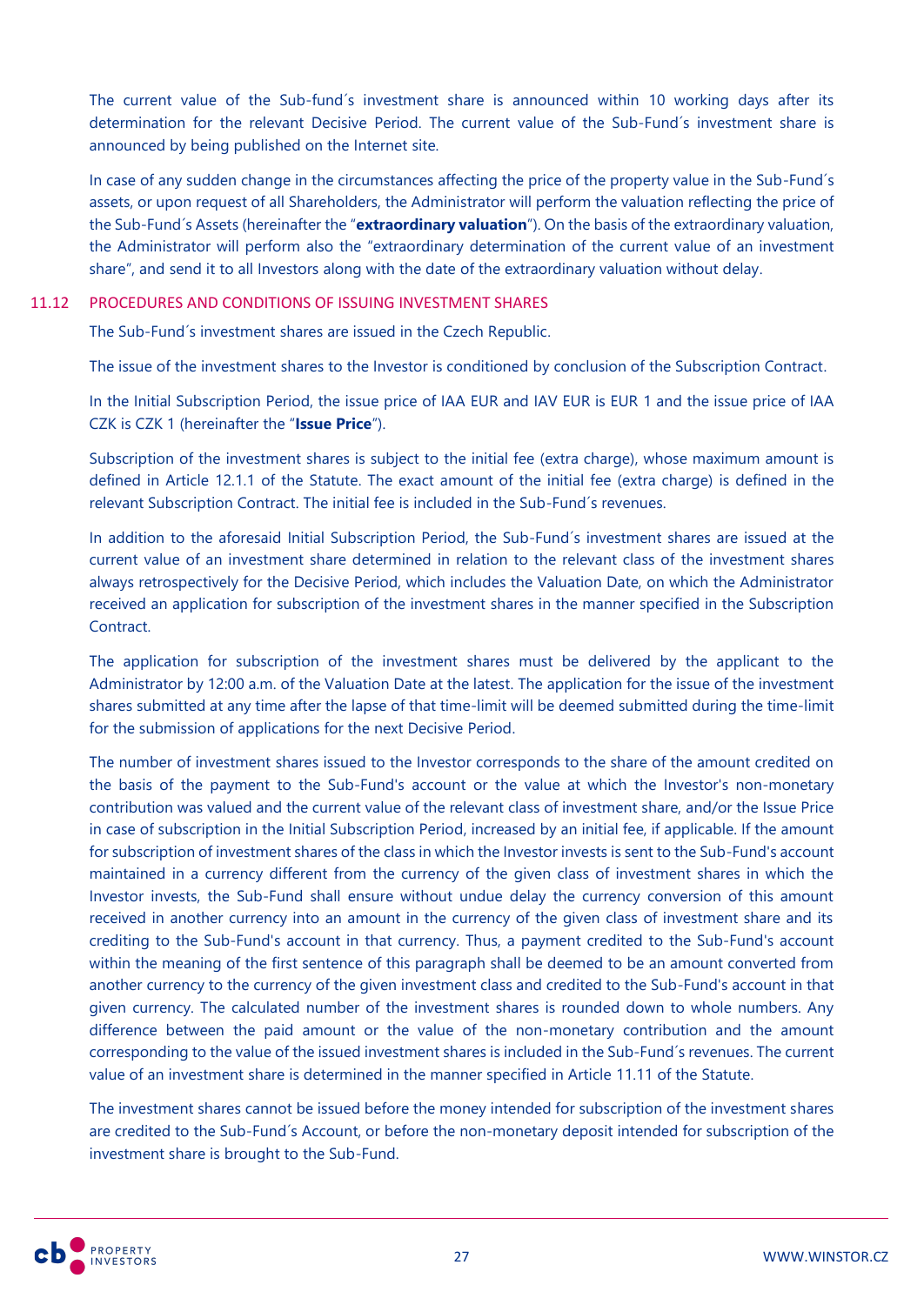The current value of the Sub-fund´s investment share is announced within 10 working days after its determination for the relevant Decisive Period. The current value of the Sub-Fund´s investment share is announced by being published on the Internet site.

In case of any sudden change in the circumstances affecting the price of the property value in the Sub-Fund´s assets, or upon request of all Shareholders, the Administrator will perform the valuation reflecting the price of the Sub-Fund´s Assets (hereinafter the "**extraordinary valuation**"). On the basis of the extraordinary valuation, the Administrator will perform also the "extraordinary determination of the current value of an investment share", and send it to all Investors along with the date of the extraordinary valuation without delay.

## 11.12 PROCEDURES AND CONDITIONS OF ISSUING INVESTMENT SHARES

The Sub-Fund´s investment shares are issued in the Czech Republic.

The issue of the investment shares to the Investor is conditioned by conclusion of the Subscription Contract.

In the Initial Subscription Period, the issue price of IAA EUR and IAV EUR is EUR 1 and the issue price of IAA CZK is CZK 1 (hereinafter the "**Issue Price**").

Subscription of the investment shares is subject to the initial fee (extra charge), whose maximum amount is defined in Article 12.1.1 of the Statute. The exact amount of the initial fee (extra charge) is defined in the relevant Subscription Contract. The initial fee is included in the Sub-Fund´s revenues.

In addition to the aforesaid Initial Subscription Period, the Sub-Fund´s investment shares are issued at the current value of an investment share determined in relation to the relevant class of the investment shares always retrospectively for the Decisive Period, which includes the Valuation Date, on which the Administrator received an application for subscription of the investment shares in the manner specified in the Subscription Contract.

The application for subscription of the investment shares must be delivered by the applicant to the Administrator by 12:00 a.m. of the Valuation Date at the latest. The application for the issue of the investment shares submitted at any time after the lapse of that time-limit will be deemed submitted during the time-limit for the submission of applications for the next Decisive Period.

The number of investment shares issued to the Investor corresponds to the share of the amount credited on the basis of the payment to the Sub-Fund's account or the value at which the Investor's non-monetary contribution was valued and the current value of the relevant class of investment share, and/or the Issue Price in case of subscription in the Initial Subscription Period, increased by an initial fee, if applicable. If the amount for subscription of investment shares of the class in which the Investor invests is sent to the Sub-Fund's account maintained in a currency different from the currency of the given class of investment shares in which the Investor invests, the Sub-Fund shall ensure without undue delay the currency conversion of this amount received in another currency into an amount in the currency of the given class of investment share and its crediting to the Sub-Fund's account in that currency. Thus, a payment credited to the Sub-Fund's account within the meaning of the first sentence of this paragraph shall be deemed to be an amount converted from another currency to the currency of the given investment class and credited to the Sub-Fund's account in that given currency. The calculated number of the investment shares is rounded down to whole numbers. Any difference between the paid amount or the value of the non-monetary contribution and the amount corresponding to the value of the issued investment shares is included in the Sub-Fund´s revenues. The current value of an investment share is determined in the manner specified in Article 11.11 of the Statute.

The investment shares cannot be issued before the money intended for subscription of the investment shares are credited to the Sub-Fund´s Account, or before the non-monetary deposit intended for subscription of the investment share is brought to the Sub-Fund.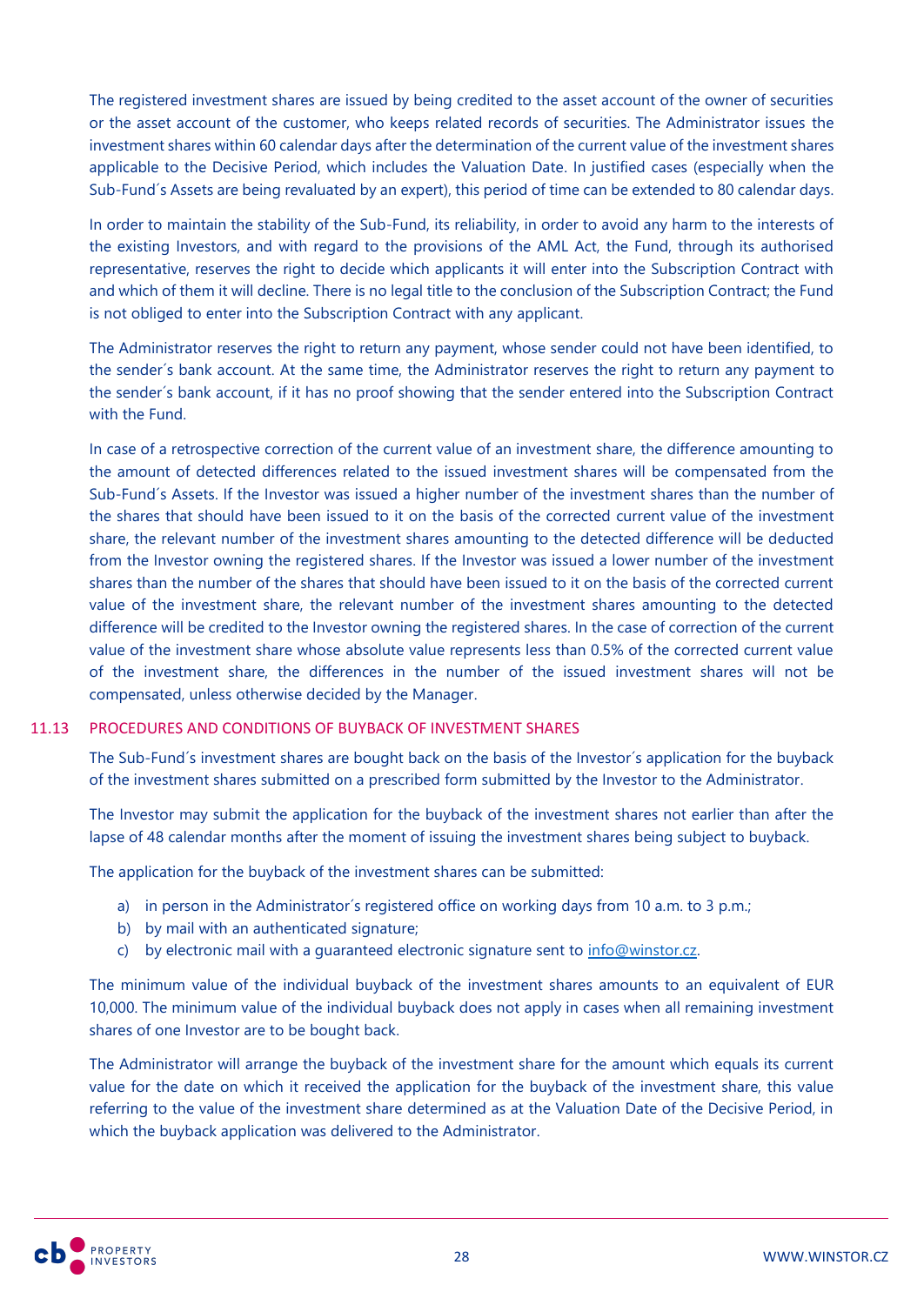The registered investment shares are issued by being credited to the asset account of the owner of securities or the asset account of the customer, who keeps related records of securities. The Administrator issues the investment shares within 60 calendar days after the determination of the current value of the investment shares applicable to the Decisive Period, which includes the Valuation Date. In justified cases (especially when the Sub-Fund´s Assets are being revaluated by an expert), this period of time can be extended to 80 calendar days.

In order to maintain the stability of the Sub-Fund, its reliability, in order to avoid any harm to the interests of the existing Investors, and with regard to the provisions of the AML Act, the Fund, through its authorised representative, reserves the right to decide which applicants it will enter into the Subscription Contract with and which of them it will decline. There is no legal title to the conclusion of the Subscription Contract; the Fund is not obliged to enter into the Subscription Contract with any applicant.

The Administrator reserves the right to return any payment, whose sender could not have been identified, to the sender´s bank account. At the same time, the Administrator reserves the right to return any payment to the sender´s bank account, if it has no proof showing that the sender entered into the Subscription Contract with the Fund.

In case of a retrospective correction of the current value of an investment share, the difference amounting to the amount of detected differences related to the issued investment shares will be compensated from the Sub-Fund´s Assets. If the Investor was issued a higher number of the investment shares than the number of the shares that should have been issued to it on the basis of the corrected current value of the investment share, the relevant number of the investment shares amounting to the detected difference will be deducted from the Investor owning the registered shares. If the Investor was issued a lower number of the investment shares than the number of the shares that should have been issued to it on the basis of the corrected current value of the investment share, the relevant number of the investment shares amounting to the detected difference will be credited to the Investor owning the registered shares. In the case of correction of the current value of the investment share whose absolute value represents less than 0.5% of the corrected current value of the investment share, the differences in the number of the issued investment shares will not be compensated, unless otherwise decided by the Manager.

### 11.13 PROCEDURES AND CONDITIONS OF BUYBACK OF INVESTMENT SHARES

The Sub-Fund´s investment shares are bought back on the basis of the Investor´s application for the buyback of the investment shares submitted on a prescribed form submitted by the Investor to the Administrator.

The Investor may submit the application for the buyback of the investment shares not earlier than after the lapse of 48 calendar months after the moment of issuing the investment shares being subject to buyback.

The application for the buyback of the investment shares can be submitted:

a) in person in the Administrator´s registered office on working days from 10 a.m. to 3 p.m.;
b) by mail with an authenticated signature;
c) by electronic mail with a guaranteed electronic signature sent to info@winstor.cz.

The minimum value of the individual buyback of the investment shares amounts to an equivalent of EUR 10,000. The minimum value of the individual buyback does not apply in cases when all remaining investment shares of one Investor are to be bought back.

The Administrator will arrange the buyback of the investment share for the amount which equals its current value for the date on which it received the application for the buyback of the investment share, this value referring to the value of the investment share determined as at the Valuation Date of the Decisive Period, in which the buyback application was delivered to the Administrator.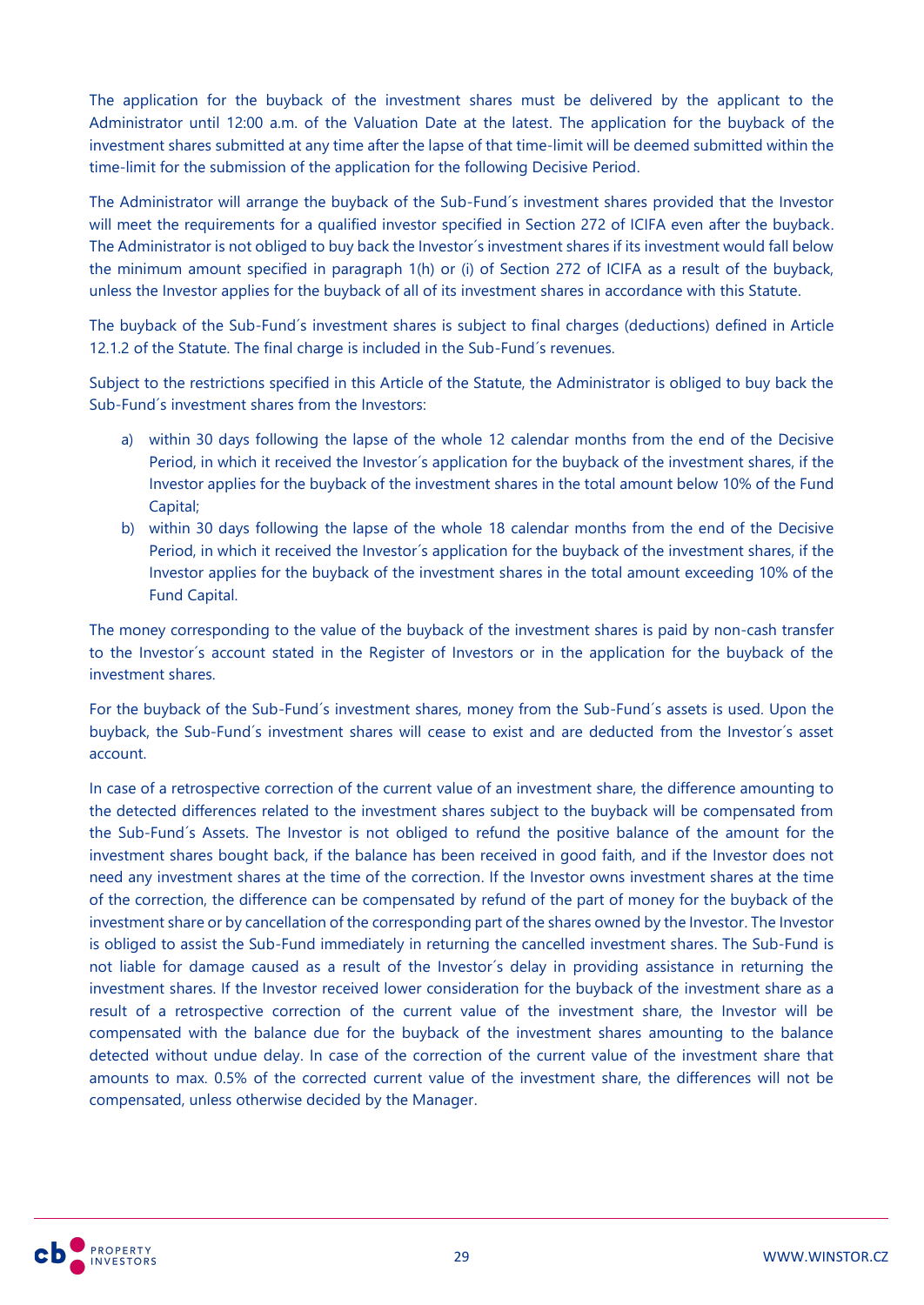The application for the buyback of the investment shares must be delivered by the applicant to the Administrator until 12:00 a.m. of the Valuation Date at the latest. The application for the buyback of the investment shares submitted at any time after the lapse of that time-limit will be deemed submitted within the time-limit for the submission of the application for the following Decisive Period.

The Administrator will arrange the buyback of the Sub-Fund´s investment shares provided that the Investor will meet the requirements for a qualified investor specified in Section 272 of ICIFA even after the buyback. The Administrator is not obliged to buy back the Investor´s investment shares if its investment would fall below the minimum amount specified in paragraph 1(h) or (i) of Section 272 of ICIFA as a result of the buyback, unless the Investor applies for the buyback of all of its investment shares in accordance with this Statute.

The buyback of the Sub-Fund´s investment shares is subject to final charges (deductions) defined in Article 12.1.2 of the Statute. The final charge is included in the Sub-Fund´s revenues.

Subject to the restrictions specified in this Article of the Statute, the Administrator is obliged to buy back the Sub-Fund´s investment shares from the Investors:

a) within 30 days following the lapse of the whole 12 calendar months from the end of the Decisive Period, in which it received the Investor´s application for the buyback of the investment shares, if the Investor applies for the buyback of the investment shares in the total amount below 10% of the Fund Capital;
b) within 30 days following the lapse of the whole 18 calendar months from the end of the Decisive Period, in which it received the Investor´s application for the buyback of the investment shares, if the Investor applies for the buyback of the investment shares in the total amount exceeding 10% of the Fund Capital.

The money corresponding to the value of the buyback of the investment shares is paid by non-cash transfer to the Investor´s account stated in the Register of Investors or in the application for the buyback of the investment shares.

For the buyback of the Sub-Fund´s investment shares, money from the Sub-Fund´s assets is used. Upon the buyback, the Sub-Fund´s investment shares will cease to exist and are deducted from the Investor´s asset account.

In case of a retrospective correction of the current value of an investment share, the difference amounting to the detected differences related to the investment shares subject to the buyback will be compensated from the Sub-Fund´s Assets. The Investor is not obliged to refund the positive balance of the amount for the investment shares bought back, if the balance has been received in good faith, and if the Investor does not need any investment shares at the time of the correction. If the Investor owns investment shares at the time of the correction, the difference can be compensated by refund of the part of money for the buyback of the investment share or by cancellation of the corresponding part of the shares owned by the Investor. The Investor is obliged to assist the Sub-Fund immediately in returning the cancelled investment shares. The Sub-Fund is not liable for damage caused as a result of the Investor´s delay in providing assistance in returning the investment shares. If the Investor received lower consideration for the buyback of the investment share as a result of a retrospective correction of the current value of the investment share, the Investor will be compensated with the balance due for the buyback of the investment shares amounting to the balance detected without undue delay. In case of the correction of the current value of the investment share that amounts to max. 0.5% of the corrected current value of the investment share, the differences will not be compensated, unless otherwise decided by the Manager.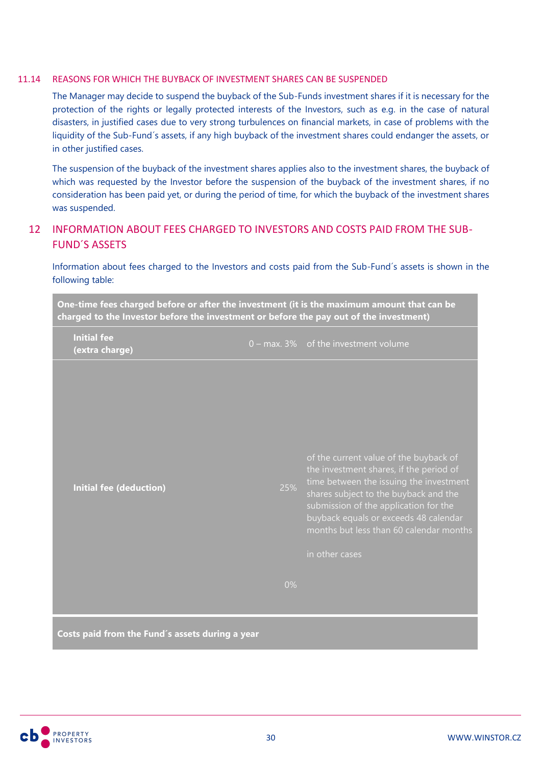### 11.14 REASONS FOR WHICH THE BUYBACK OF INVESTMENT SHARES CAN BE SUSPENDED

The Manager may decide to suspend the buyback of the Sub-Funds investment shares if it is necessary for the protection of the rights or legally protected interests of the Investors, such as e.g. in the case of natural disasters, in justified cases due to very strong turbulences on financial markets, in case of problems with the liquidity of the Sub-Fund´s assets, if any high buyback of the investment shares could endanger the assets, or in other justified cases.

The suspension of the buyback of the investment shares applies also to the investment shares, the buyback of which was requested by the Investor before the suspension of the buyback of the investment shares, if no consideration has been paid yet, or during the period of time, for which the buyback of the investment shares was suspended.

## 12 INFORMATION ABOUT FEES CHARGED TO INVESTORS AND COSTS PAID FROM THE SUB-FUND´S ASSETS

Information about fees charged to the Investors and costs paid from the Sub-Fund´s assets is shown in the following table:

| **One-time fees charged before or after the investment (it is the maximum amount that can be charged to the Investor before the investment or before the pay out of the investment)** | | |
|---|---|---|
| **Initial fee (extra charge)** | 0 – max. 3% | of the investment volume |
| **Initial fee (deduction)** | 25% | of the current value of the buyback of the investment shares, if the period of time between the issuing the investment shares subject to the buyback and the submission of the application for the buyback equals or exceeds 48 calendar months but less than 60 calendar months |
| | 0% | in other cases |
| **Costs paid from the Fund´s assets during a year** | | |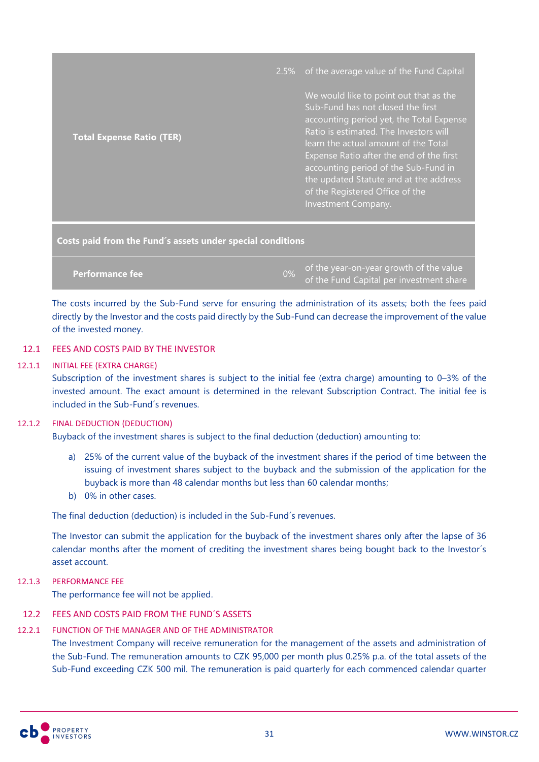| | | |
|---|---|---|
| **Total Expense Ratio (TER)** | 2.5% | of the average value of the Fund Capital<br><br>We would like to point out that as the Sub-Fund has not closed the first accounting period yet, the Total Expense Ratio is estimated. The Investors will learn the actual amount of the Total Expense Ratio after the end of the first accounting period of the Sub-Fund in the updated Statute and at the address of the Registered Office of the Investment Company. |
| **Costs paid from the Fund´s assets under special conditions** | | |
| **Performance fee** | 0% | of the year-on-year growth of the value of the Fund Capital per investment share |

The costs incurred by the Sub-Fund serve for ensuring the administration of its assets; both the fees paid directly by the Investor and the costs paid directly by the Sub-Fund can decrease the improvement of the value of the invested money.

## 12.1 FEES AND COSTS PAID BY THE INVESTOR

### 12.1.1 INITIAL FEE (EXTRA CHARGE)

Subscription of the investment shares is subject to the initial fee (extra charge) amounting to 0–3% of the invested amount. The exact amount is determined in the relevant Subscription Contract. The initial fee is included in the Sub-Fund´s revenues.

### 12.1.2 FINAL DEDUCTION (DEDUCTION)

Buyback of the investment shares is subject to the final deduction (deduction) amounting to:

a) 25% of the current value of the buyback of the investment shares if the period of time between the issuing of investment shares subject to the buyback and the submission of the application for the buyback is more than 48 calendar months but less than 60 calendar months;

b) 0% in other cases.

The final deduction (deduction) is included in the Sub-Fund´s revenues.

The Investor can submit the application for the buyback of the investment shares only after the lapse of 36 calendar months after the moment of crediting the investment shares being bought back to the Investor´s asset account.

### 12.1.3 PERFORMANCE FEE

The performance fee will not be applied.

## 12.2 FEES AND COSTS PAID FROM THE FUND´S ASSETS

### 12.2.1 FUNCTION OF THE MANAGER AND OF THE ADMINISTRATOR

The Investment Company will receive remuneration for the management of the assets and administration of the Sub-Fund. The remuneration amounts to CZK 95,000 per month plus 0.25% p.a. of the total assets of the Sub-Fund exceeding CZK 500 mil. The remuneration is paid quarterly for each commenced calendar quarter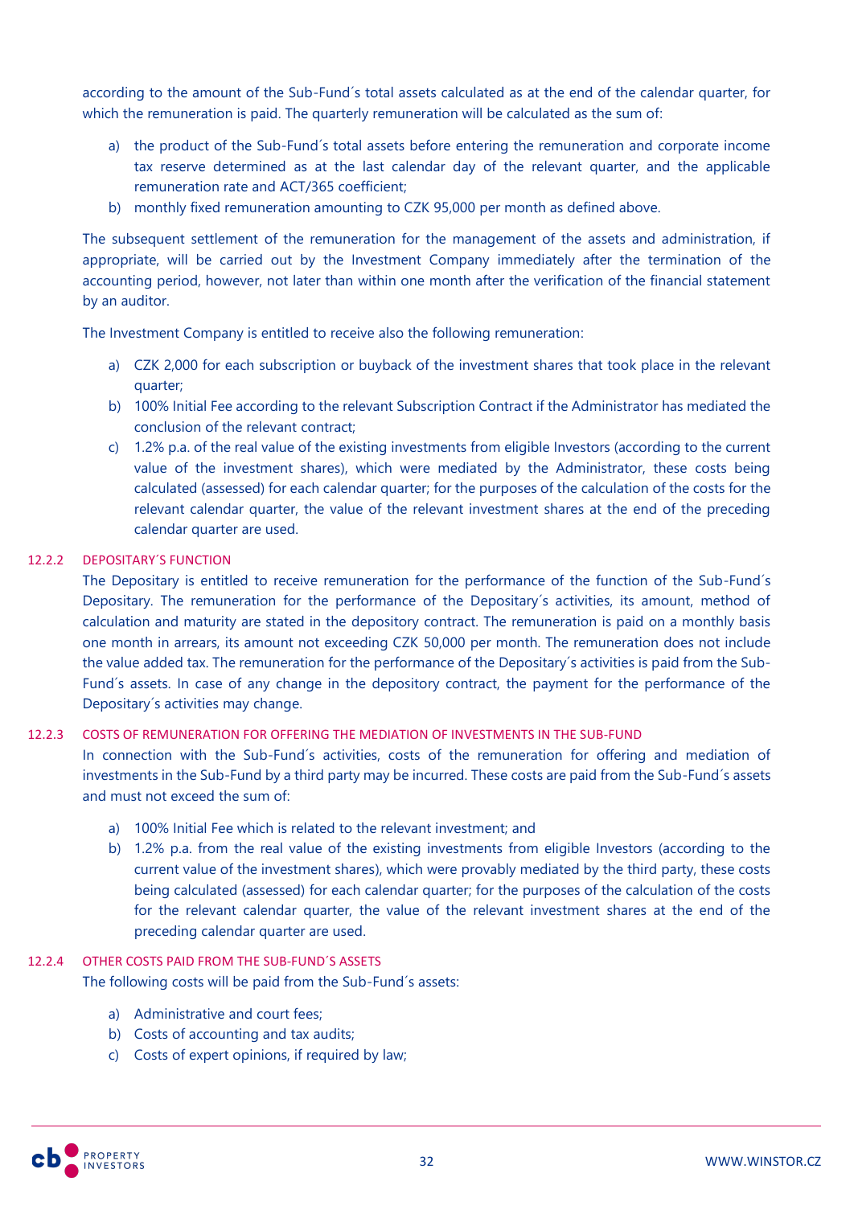according to the amount of the Sub-Fund´s total assets calculated as at the end of the calendar quarter, for which the remuneration is paid. The quarterly remuneration will be calculated as the sum of:

a) the product of the Sub-Fund´s total assets before entering the remuneration and corporate income tax reserve determined as at the last calendar day of the relevant quarter, and the applicable remuneration rate and ACT/365 coefficient;
b) monthly fixed remuneration amounting to CZK 95,000 per month as defined above.

The subsequent settlement of the remuneration for the management of the assets and administration, if appropriate, will be carried out by the Investment Company immediately after the termination of the accounting period, however, not later than within one month after the verification of the financial statement by an auditor.

The Investment Company is entitled to receive also the following remuneration:

a) CZK 2,000 for each subscription or buyback of the investment shares that took place in the relevant quarter;
b) 100% Initial Fee according to the relevant Subscription Contract if the Administrator has mediated the conclusion of the relevant contract;
c) 1.2% p.a. of the real value of the existing investments from eligible Investors (according to the current value of the investment shares), which were mediated by the Administrator, these costs being calculated (assessed) for each calendar quarter; for the purposes of the calculation of the costs for the relevant calendar quarter, the value of the relevant investment shares at the end of the preceding calendar quarter are used.

#### 12.2.2 DEPOSITARY´S FUNCTION

The Depositary is entitled to receive remuneration for the performance of the function of the Sub-Fund´s Depositary. The remuneration for the performance of the Depositary´s activities, its amount, method of calculation and maturity are stated in the depository contract. The remuneration is paid on a monthly basis one month in arrears, its amount not exceeding CZK 50,000 per month. The remuneration does not include the value added tax. The remuneration for the performance of the Depositary´s activities is paid from the Sub-Fund´s assets. In case of any change in the depository contract, the payment for the performance of the Depositary´s activities may change.

#### 12.2.3 COSTS OF REMUNERATION FOR OFFERING THE MEDIATION OF INVESTMENTS IN THE SUB-FUND

In connection with the Sub-Fund´s activities, costs of the remuneration for offering and mediation of investments in the Sub-Fund by a third party may be incurred. These costs are paid from the Sub-Fund´s assets and must not exceed the sum of:

a) 100% Initial Fee which is related to the relevant investment; and
b) 1.2% p.a. from the real value of the existing investments from eligible Investors (according to the current value of the investment shares), which were provably mediated by the third party, these costs being calculated (assessed) for each calendar quarter; for the purposes of the calculation of the costs for the relevant calendar quarter, the value of the relevant investment shares at the end of the preceding calendar quarter are used.

#### 12.2.4 OTHER COSTS PAID FROM THE SUB-FUND´S ASSETS

The following costs will be paid from the Sub-Fund´s assets:

a) Administrative and court fees;
b) Costs of accounting and tax audits;
c) Costs of expert opinions, if required by law;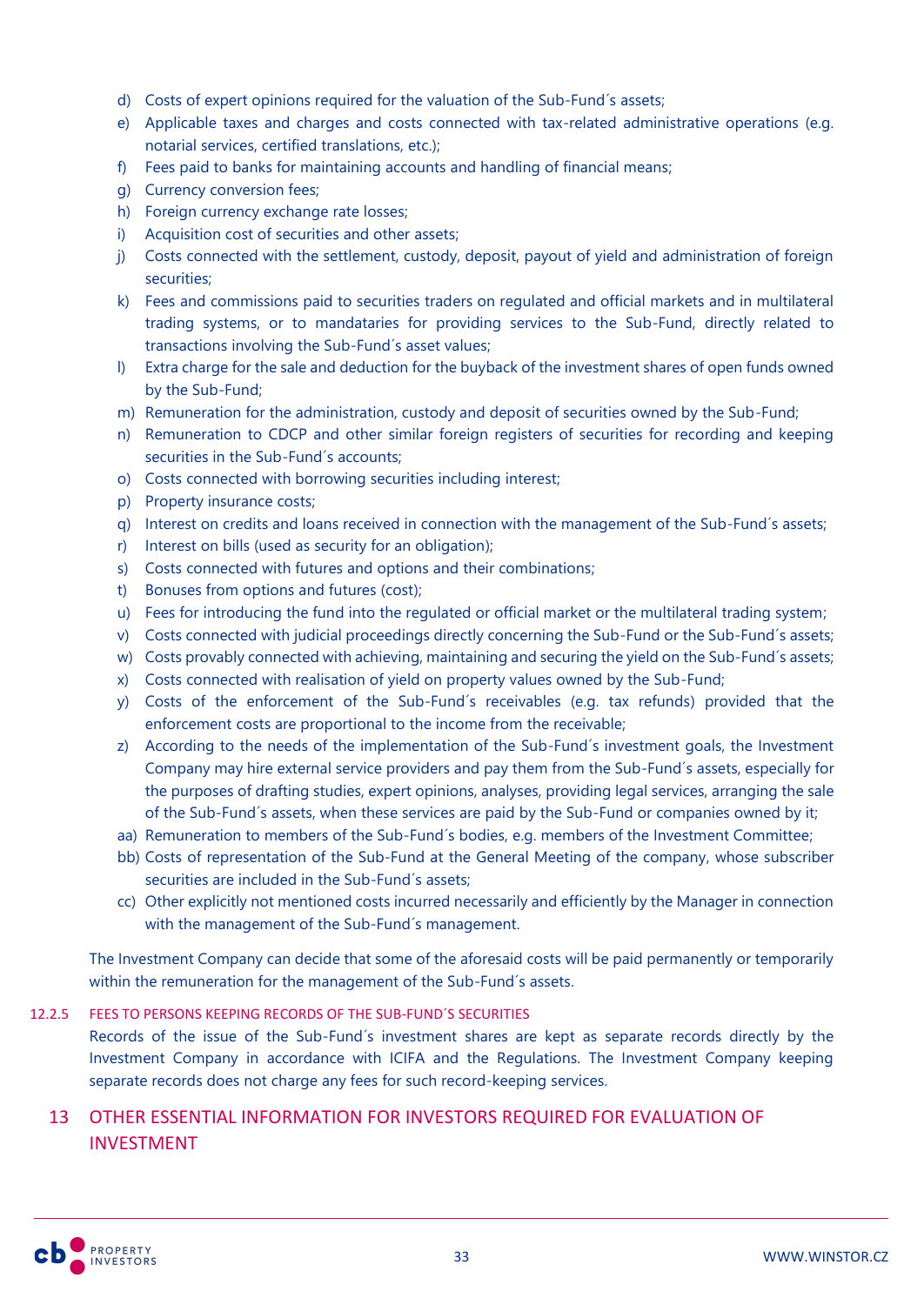d) Costs of expert opinions required for the valuation of the Sub-Fund´s assets;
e) Applicable taxes and charges and costs connected with tax-related administrative operations (e.g. notarial services, certified translations, etc.);
f) Fees paid to banks for maintaining accounts and handling of financial means;
g) Currency conversion fees;
h) Foreign currency exchange rate losses;
i) Acquisition cost of securities and other assets;
j) Costs connected with the settlement, custody, deposit, payout of yield and administration of foreign securities;
k) Fees and commissions paid to securities traders on regulated and official markets and in multilateral trading systems, or to mandataries for providing services to the Sub-Fund, directly related to transactions involving the Sub-Fund´s asset values;
l) Extra charge for the sale and deduction for the buyback of the investment shares of open funds owned by the Sub-Fund;
m) Remuneration for the administration, custody and deposit of securities owned by the Sub-Fund;
n) Remuneration to CDCP and other similar foreign registers of securities for recording and keeping securities in the Sub-Fund´s accounts;
o) Costs connected with borrowing securities including interest;
p) Property insurance costs;
q) Interest on credits and loans received in connection with the management of the Sub-Fund´s assets;
r) Interest on bills (used as security for an obligation);
s) Costs connected with futures and options and their combinations;
t) Bonuses from options and futures (cost);
u) Fees for introducing the fund into the regulated or official market or the multilateral trading system;
v) Costs connected with judicial proceedings directly concerning the Sub-Fund or the Sub-Fund´s assets;
w) Costs provably connected with achieving, maintaining and securing the yield on the Sub-Fund´s assets;
x) Costs connected with realisation of yield on property values owned by the Sub-Fund;
y) Costs of the enforcement of the Sub-Fund´s receivables (e.g. tax refunds) provided that the enforcement costs are proportional to the income from the receivable;
z) According to the needs of the implementation of the Sub-Fund´s investment goals, the Investment Company may hire external service providers and pay them from the Sub-Fund´s assets, especially for the purposes of drafting studies, expert opinions, analyses, providing legal services, arranging the sale of the Sub-Fund´s assets, when these services are paid by the Sub-Fund or companies owned by it;
aa) Remuneration to members of the Sub-Fund´s bodies, e.g. members of the Investment Committee;
bb) Costs of representation of the Sub-Fund at the General Meeting of the company, whose subscriber securities are included in the Sub-Fund´s assets;
cc) Other explicitly not mentioned costs incurred necessarily and efficiently by the Manager in connection with the management of the Sub-Fund´s management.

The Investment Company can decide that some of the aforesaid costs will be paid permanently or temporarily within the remuneration for the management of the Sub-Fund´s assets.

#### 12.2.5 FEES TO PERSONS KEEPING RECORDS OF THE SUB-FUND´S SECURITIES

Records of the issue of the Sub-Fund´s investment shares are kept as separate records directly by the Investment Company in accordance with ICIFA and the Regulations. The Investment Company keeping separate records does not charge any fees for such record-keeping services.

## 13 OTHER ESSENTIAL INFORMATION FOR INVESTORS REQUIRED FOR EVALUATION OF INVESTMENT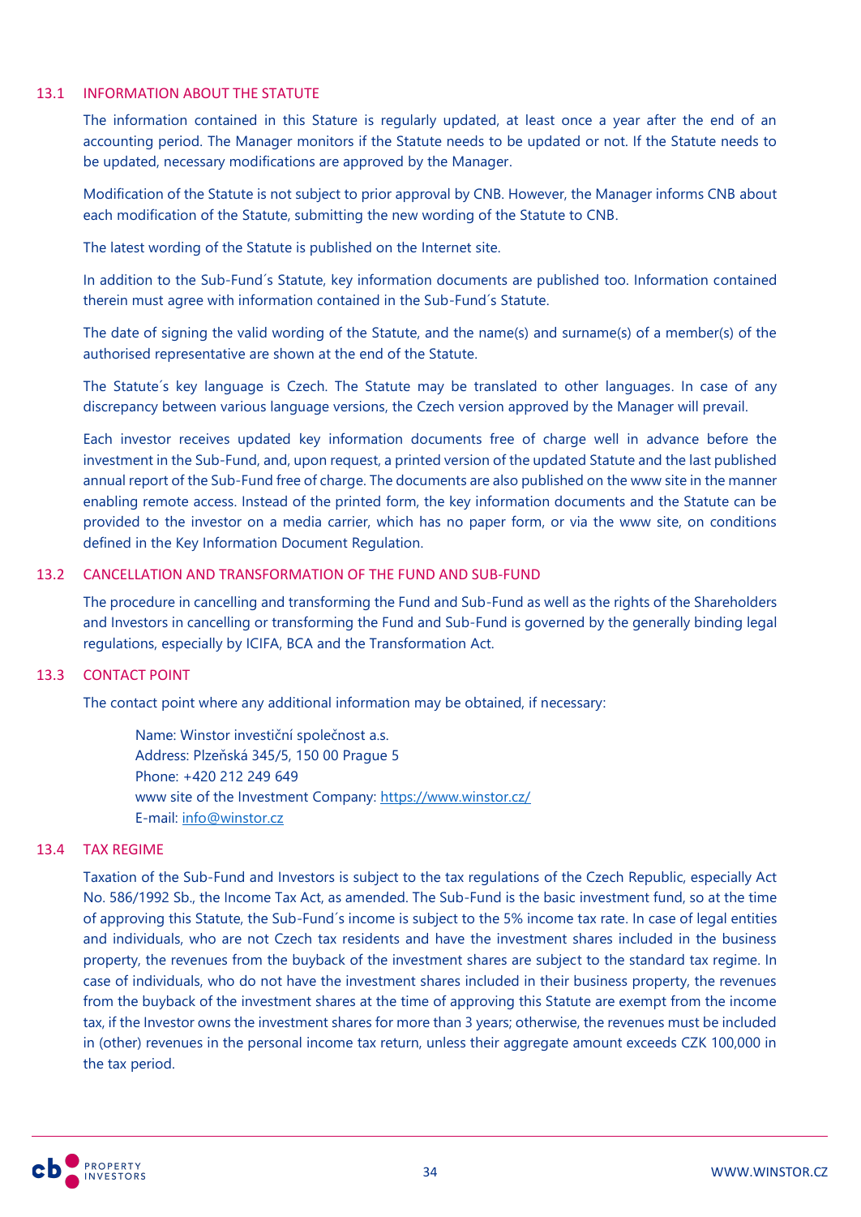## 13.1 INFORMATION ABOUT THE STATUTE

The information contained in this Stature is regularly updated, at least once a year after the end of an accounting period. The Manager monitors if the Statute needs to be updated or not. If the Statute needs to be updated, necessary modifications are approved by the Manager.

Modification of the Statute is not subject to prior approval by CNB. However, the Manager informs CNB about each modification of the Statute, submitting the new wording of the Statute to CNB.

The latest wording of the Statute is published on the Internet site.

In addition to the Sub-Fund´s Statute, key information documents are published too. Information contained therein must agree with information contained in the Sub-Fund´s Statute.

The date of signing the valid wording of the Statute, and the name(s) and surname(s) of a member(s) of the authorised representative are shown at the end of the Statute.

The Statute´s key language is Czech. The Statute may be translated to other languages. In case of any discrepancy between various language versions, the Czech version approved by the Manager will prevail.

Each investor receives updated key information documents free of charge well in advance before the investment in the Sub-Fund, and, upon request, a printed version of the updated Statute and the last published annual report of the Sub-Fund free of charge. The documents are also published on the www site in the manner enabling remote access. Instead of the printed form, the key information documents and the Statute can be provided to the investor on a media carrier, which has no paper form, or via the www site, on conditions defined in the Key Information Document Regulation.

## 13.2 CANCELLATION AND TRANSFORMATION OF THE FUND AND SUB-FUND

The procedure in cancelling and transforming the Fund and Sub-Fund as well as the rights of the Shareholders and Investors in cancelling or transforming the Fund and Sub-Fund is governed by the generally binding legal regulations, especially by ICIFA, BCA and the Transformation Act.

## 13.3 CONTACT POINT

The contact point where any additional information may be obtained, if necessary:

Name: Winstor investiční společnost a.s.
Address: Plzeňská 345/5, 150 00 Prague 5
Phone: +420 212 249 649
www site of the Investment Company: https://www.winstor.cz/
E-mail: info@winstor.cz

## 13.4 TAX REGIME

Taxation of the Sub-Fund and Investors is subject to the tax regulations of the Czech Republic, especially Act No. 586/1992 Sb., the Income Tax Act, as amended. The Sub-Fund is the basic investment fund, so at the time of approving this Statute, the Sub-Fund´s income is subject to the 5% income tax rate. In case of legal entities and individuals, who are not Czech tax residents and have the investment shares included in the business property, the revenues from the buyback of the investment shares are subject to the standard tax regime. In case of individuals, who do not have the investment shares included in their business property, the revenues from the buyback of the investment shares at the time of approving this Statute are exempt from the income tax, if the Investor owns the investment shares for more than 3 years; otherwise, the revenues must be included in (other) revenues in the personal income tax return, unless their aggregate amount exceeds CZK 100,000 in the tax period.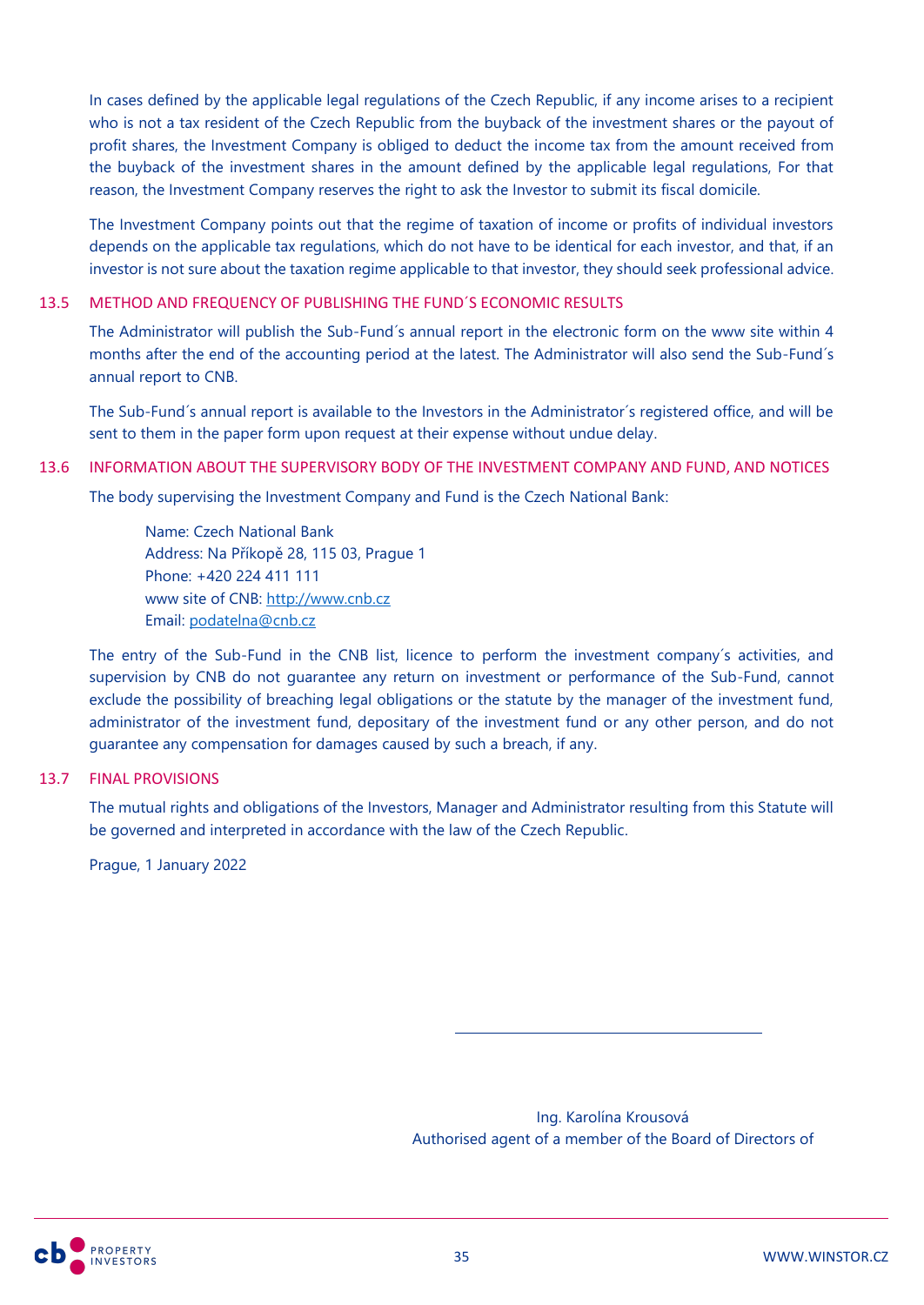In cases defined by the applicable legal regulations of the Czech Republic, if any income arises to a recipient who is not a tax resident of the Czech Republic from the buyback of the investment shares or the payout of profit shares, the Investment Company is obliged to deduct the income tax from the amount received from the buyback of the investment shares in the amount defined by the applicable legal regulations, For that reason, the Investment Company reserves the right to ask the Investor to submit its fiscal domicile.

The Investment Company points out that the regime of taxation of income or profits of individual investors depends on the applicable tax regulations, which do not have to be identical for each investor, and that, if an investor is not sure about the taxation regime applicable to that investor, they should seek professional advice.

## 13.5 METHOD AND FREQUENCY OF PUBLISHING THE FUND´S ECONOMIC RESULTS

The Administrator will publish the Sub-Fund´s annual report in the electronic form on the www site within 4 months after the end of the accounting period at the latest. The Administrator will also send the Sub-Fund´s annual report to CNB.

The Sub-Fund´s annual report is available to the Investors in the Administrator´s registered office, and will be sent to them in the paper form upon request at their expense without undue delay.

## 13.6 INFORMATION ABOUT THE SUPERVISORY BODY OF THE INVESTMENT COMPANY AND FUND, AND NOTICES

The body supervising the Investment Company and Fund is the Czech National Bank:

Name: Czech National Bank
Address: Na Příkopě 28, 115 03, Prague 1
Phone: +420 224 411 111
www site of CNB: http://www.cnb.cz
Email: podatelna@cnb.cz

The entry of the Sub-Fund in the CNB list, licence to perform the investment company´s activities, and supervision by CNB do not guarantee any return on investment or performance of the Sub-Fund, cannot exclude the possibility of breaching legal obligations or the statute by the manager of the investment fund, administrator of the investment fund, depositary of the investment fund or any other person, and do not guarantee any compensation for damages caused by such a breach, if any.

## 13.7 FINAL PROVISIONS

The mutual rights and obligations of the Investors, Manager and Administrator resulting from this Statute will be governed and interpreted in accordance with the law of the Czech Republic.

Prague, 1 January 2022

\_\_\_\_\_\_\_\_\_\_\_\_\_\_\_\_\_\_\_\_\_\_\_\_\_\_\_\_\_\_\_\_

Ing. Karolína Krousová
Authorised agent of a member of the Board of Directors of